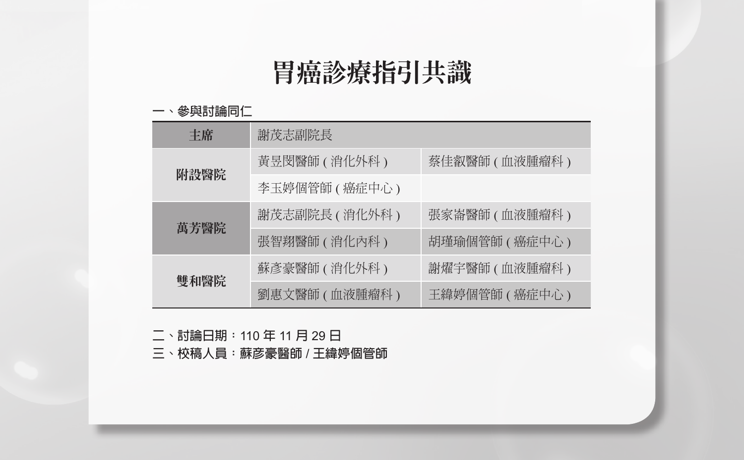# 胃癌診療指引共識

一、參與討論同仁

| 主席 | 謝茂志副院長 | |
|---|---|---|
| 附設醫院 | 黃昱閔醫師 ( 消化外科 ) | 蔡佳叡醫師 ( 血液腫瘤科 ) |
| | 李玉婷個管師 ( 癌症中心 ) | |
| 萬芳醫院 | 謝茂志副院長 ( 消化外科 ) | 張家崙醫師 ( 血液腫瘤科 ) |
| | 張智翔醫師 ( 消化內科 ) | 胡瑾瑜個管師 ( 癌症中心 ) |
| 雙和醫院 | 蘇彥豪醫師 ( 消化外科 ) | 謝燿宇醫師 ( 血液腫瘤科 ) |
| | 劉惠文醫師 ( 血液腫瘤科 ) | 王緯婷個管師 ( 癌症中心 ) |

二、討論日期：110 年 11 月 29 日

三、校稿人員：蘇彥豪醫師 / 王緯婷個管師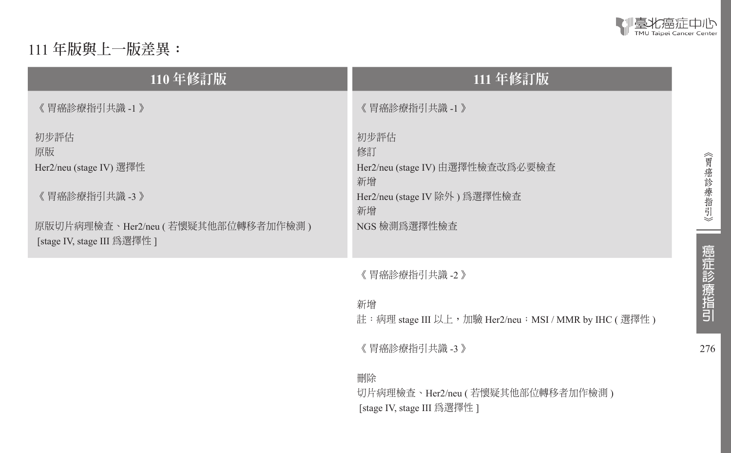# 111 年版與上一版差異：

| 110 年修訂版 | 111 年修訂版 |
|---|---|
| 《 胃癌診療指引共識 -1 》<br><br>初步評估<br>原版<br>Her2/neu (stage IV) 選擇性<br><br>《 胃癌診療指引共識 -3 》<br><br>原版切片病理檢查、Her2/neu ( 若懷疑其他部位轉移者加作檢測 )<br>[stage IV, stage III 爲選擇性 ] | 《 胃癌診療指引共識 -1 》<br><br>初步評估<br>修訂<br>Her2/neu (stage IV) 由選擇性檢查改爲必要檢查<br>新增<br>Her2/neu (stage IV 除外 ) 爲選擇性檢查<br>新增<br>NGS 檢測爲選擇性檢查 |
| | 《 胃癌診療指引共識 -2 》<br><br>新增<br>註：病理 stage III 以上，加驗 Her2/neu；MSI / MMR by IHC ( 選擇性 )<br><br>《 胃癌診療指引共識 -3 》<br><br>刪除<br>切片病理檢查、Her2/neu ( 若懷疑其他部位轉移者加作檢測 )<br>[stage IV, stage III 爲選擇性 ] |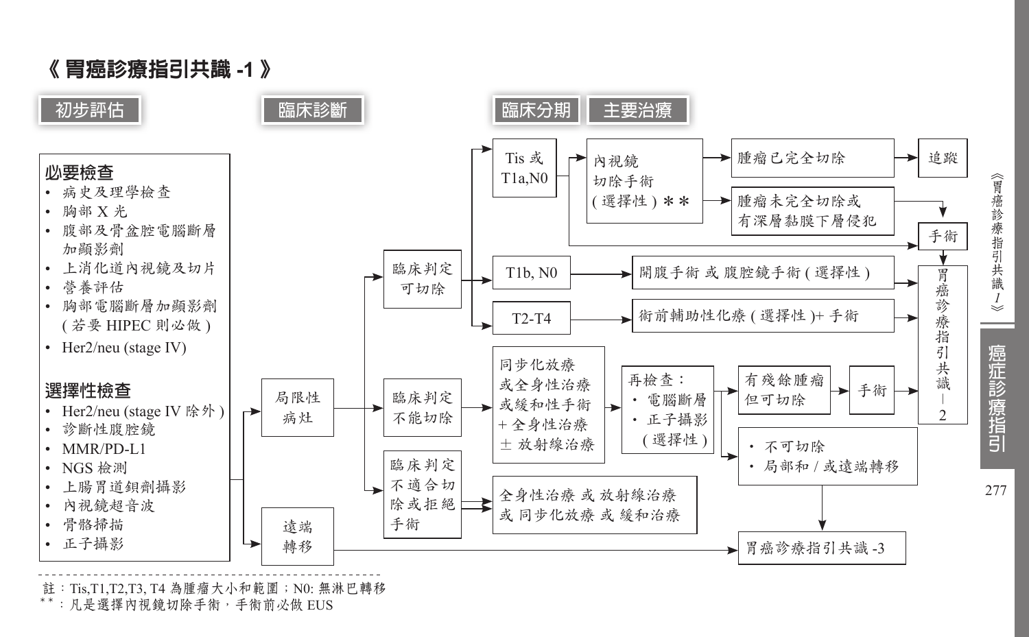# 《 胃癌診療指引共識 -1 》

**初步評估** | **臨床診斷** | **臨床分期** | **主要治療**

## 必要檢查

- 病史及理學檢查
- 胸部 X 光
- 腹部及骨盆腔電腦斷層加顯影劑
- 上消化道內視鏡及切片
- 營養評估
- 胸部電腦斷層加顯影劑 ( 若要 HIPEC 則必做 )
- Her2/neu (stage IV)

## 選擇性檢查

- Her2/neu (stage IV 除外 )
- 診斷性腹腔鏡
- MMR/PD-L1
- NGS 檢測
- 上腸胃道鋇劑攝影
- 內視鏡超音波
- 骨骼掃描
- 正子攝影

→ 局限性病灶

- → 臨床判定可切除
  - → Tis 或 T1a,N0 → 內視鏡切除手術 ( 選擇性 ) ＊＊
    - → 腫瘤已完全切除 → 追蹤
    - → 腫瘤未完全切除或有深層黏膜下層侵犯 → 手術 → 胃癌診療指引共識 -2
    - → 手術
  - → T1b, N0 → 開腹手術 或 腹腔鏡手術 ( 選擇性 ) → 胃癌診療指引共識 -2
  - → T2-T4 → 術前輔助性化療 ( 選擇性 )+ 手術 → 胃癌診療指引共識 -2
- → 臨床判定不能切除 → 同步化放療 或全身性治療 或緩和性手術 + 全身性治療 ± 放射線治療 → 再檢查：• 電腦斷層 • 正子攝影 ( 選擇性 )
  - → 有殘餘腫瘤但可切除 → 手術 → 胃癌診療指引共識 -2
  - → • 不可切除 • 局部和 / 或遠端轉移 → 胃癌診療指引共識 -3
- → 臨床判定不適合切除或拒絕手術 → 全身性治療 或 放射線治療 或 同步化放療 或 緩和治療 → 胃癌診療指引共識 -3

→ 遠端轉移 → 胃癌診療指引共識 -3

---

註：Tis,T1,T2,T3, T4 為腫瘤大小和範圍；N0: 無淋巴轉移

＊＊：凡是選擇內視鏡切除手術，手術前必做 EUS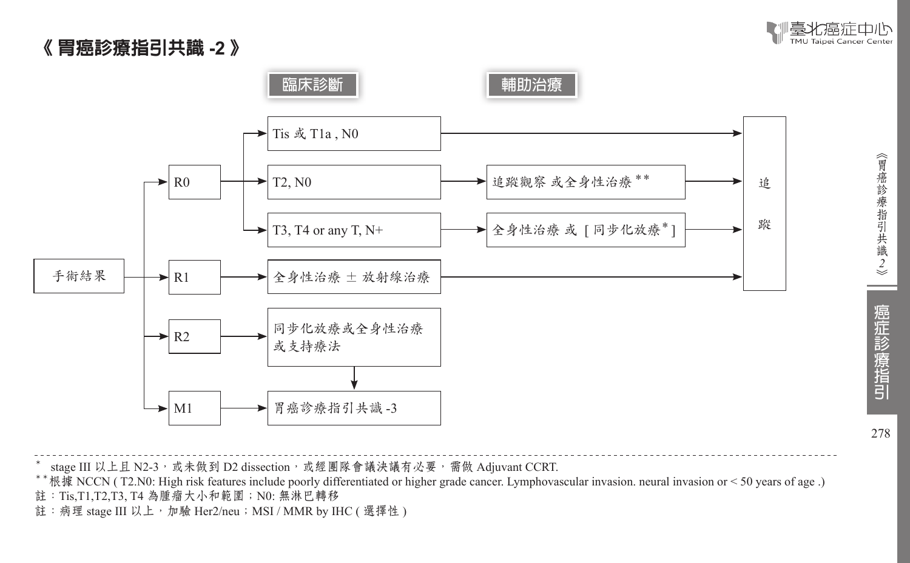# 《 胃癌診療指引共識 -2 》

**臨床診斷** → **輔助治療**

- 手術結果
  - R0
    - Tis 或 T1a , N0 → 追蹤
    - T2, N0 → 追蹤觀察 或全身性治療 ** → 追蹤
    - T3, T4 or any T, N+ → 全身性治療 或 [ 同步化放療 * ] → 追蹤
  - R1 → 全身性治療 ± 放射線治療 → 追蹤
  - R2 → 同步化放療或全身性治療或支持療法 → 胃癌診療指引共識 -3
  - M1 → 胃癌診療指引共識 -3

---

\* stage III 以上且 N2-3，或未做到 D2 dissection，或經團隊會議決議有必要，需做 Adjuvant CCRT.

\*\* 根據 NCCN ( T2.N0: High risk features include poorly differentiated or higher grade cancer. Lymphovascular invasion. neural invasion or < 50 years of age .)

註：Tis,T1,T2,T3, T4 為腫瘤大小和範圍；N0: 無淋巴轉移

註：病理 stage III 以上，加驗 Her2/neu；MSI / MMR by IHC ( 選擇性 )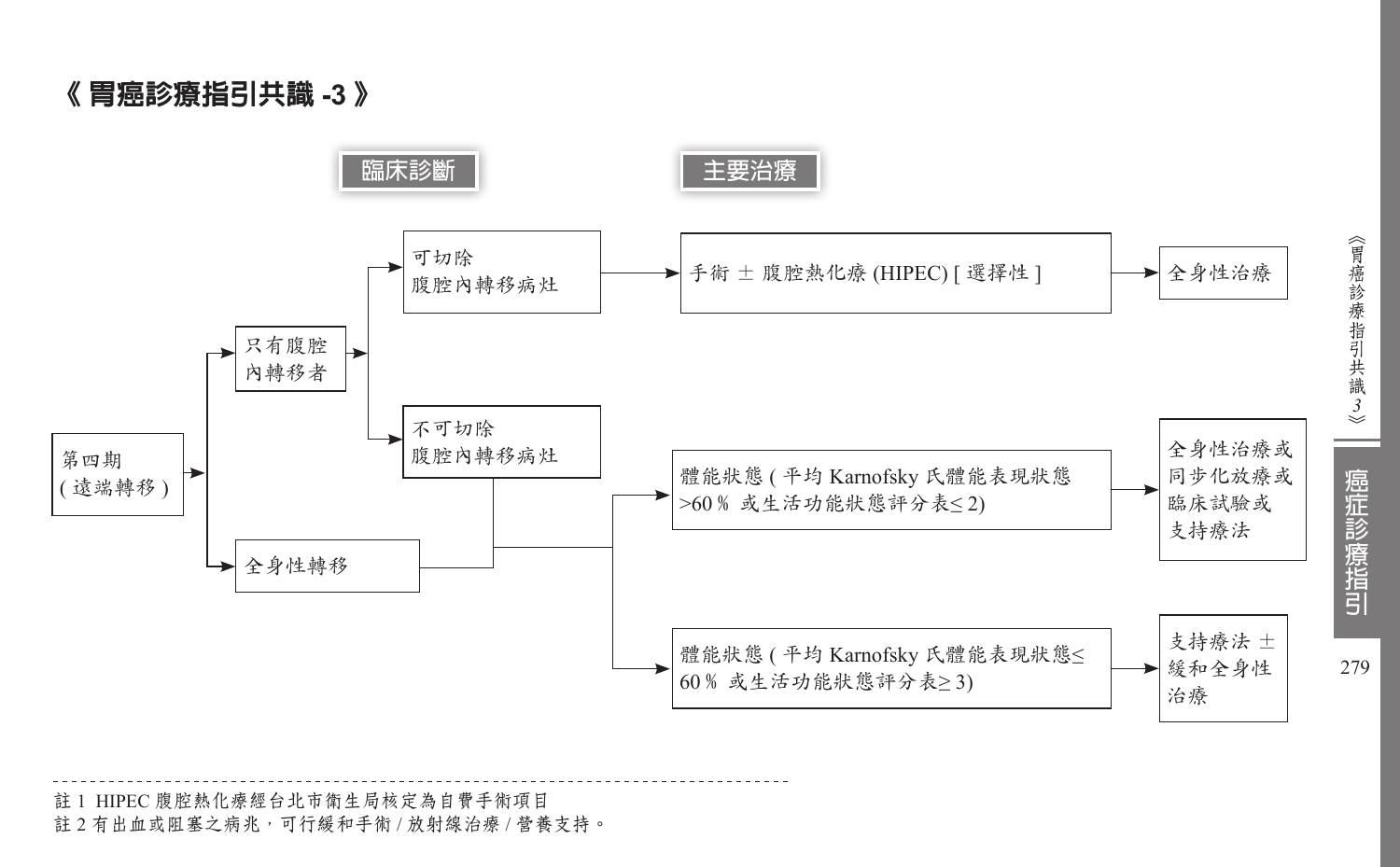# 《 胃癌診療指引共識 -3 》

**臨床診斷** → **主要治療**

- 第四期 (遠端轉移)
  - 只有腹腔內轉移者
    - 可切除腹腔內轉移病灶 → 手術 ± 腹腔熱化療 (HIPEC) [ 選擇性 ] → 全身性治療
    - 不可切除腹腔內轉移病灶 → (同全身性轉移)
  - 全身性轉移
    - 體能狀態 ( 平均 Karnofsky 氏體能表現狀態 >60 % 或生活功能狀態評分表≤ 2) → 全身性治療或同步化放療或臨床試驗或支持療法
    - 體能狀態 ( 平均 Karnofsky 氏體能表現狀態≤ 60 % 或生活功能狀態評分表≥ 3) → 支持療法 ± 緩和全身性治療

---

註 1 HIPEC 腹腔熱化療經台北市衛生局核定為自費手術項目

註 2 有出血或阻塞之病兆，可行緩和手術 / 放射線治療 / 營養支持。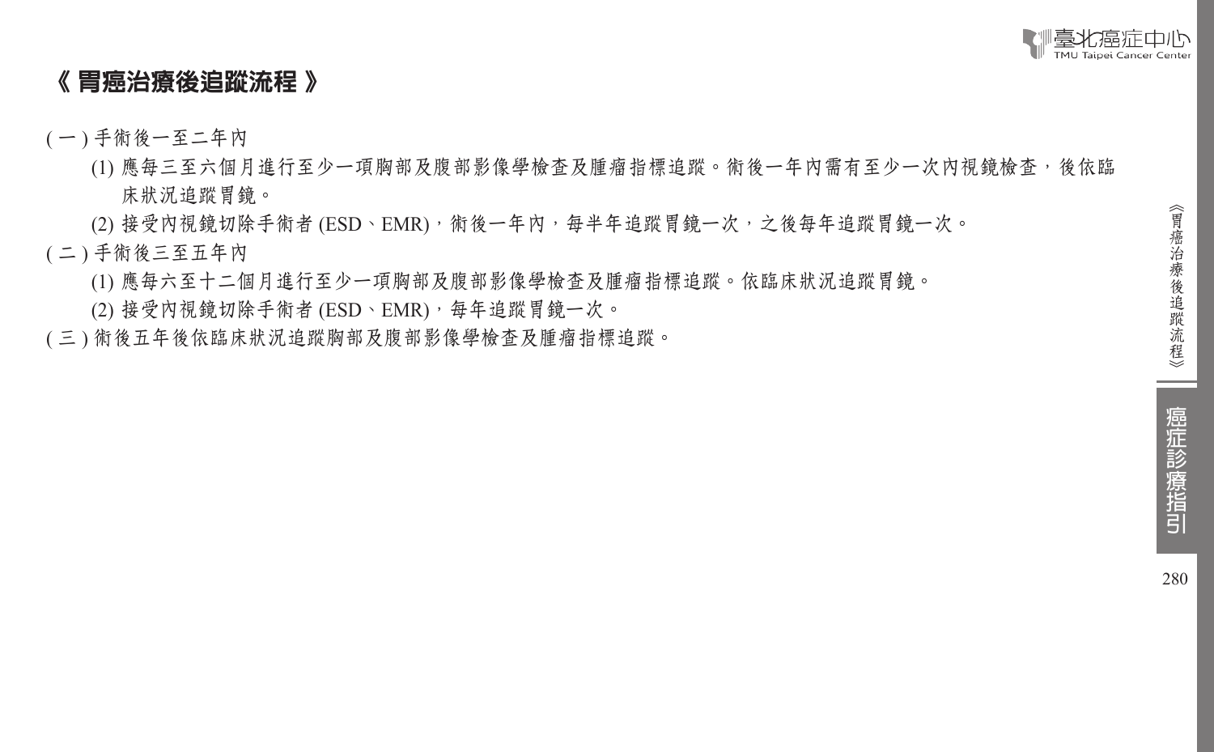# 《 胃癌治療後追蹤流程 》

( 一 ) 手術後一至二年內

(1) 應每三至六個月進行至少一項胸部及腹部影像學檢查及腫瘤指標追蹤。術後一年內需有至少一次內視鏡檢查，後依臨床狀況追蹤胃鏡。

(2) 接受內視鏡切除手術者 (ESD、EMR)，術後一年內，每半年追蹤胃鏡一次，之後每年追蹤胃鏡一次。

( 二 ) 手術後三至五年內

(1) 應每六至十二個月進行至少一項胸部及腹部影像學檢查及腫瘤指標追蹤。依臨床狀況追蹤胃鏡。

(2) 接受內視鏡切除手術者 (ESD、EMR)，每年追蹤胃鏡一次。

( 三 ) 術後五年後依臨床狀況追蹤胸部及腹部影像學檢查及腫瘤指標追蹤。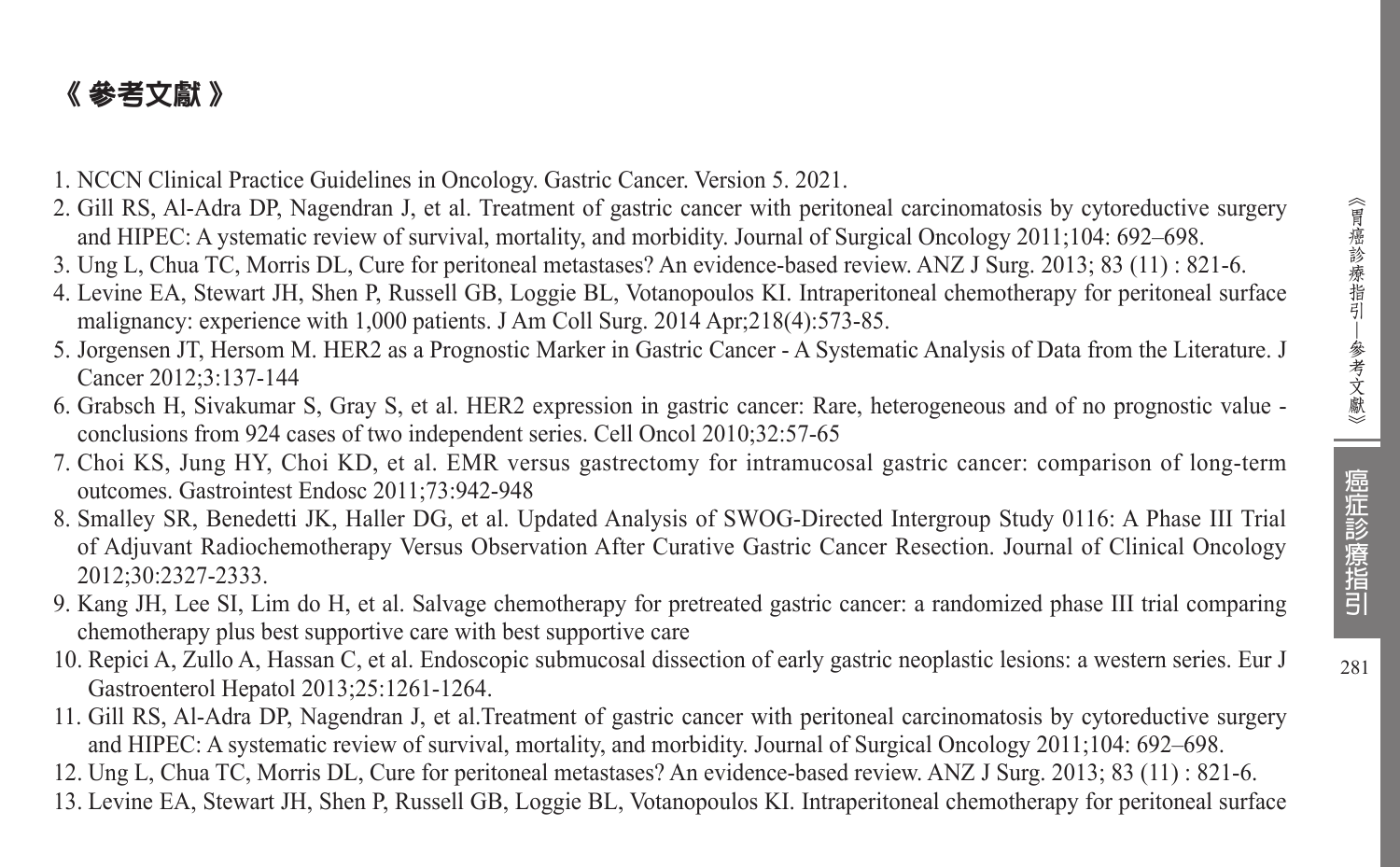# 《 參考文獻 》

1. NCCN Clinical Practice Guidelines in Oncology. Gastric Cancer. Version 5. 2021.
2. Gill RS, Al-Adra DP, Nagendran J, et al. Treatment of gastric cancer with peritoneal carcinomatosis by cytoreductive surgery and HIPEC: A ystematic review of survival, mortality, and morbidity. Journal of Surgical Oncology 2011;104: 692–698.
3. Ung L, Chua TC, Morris DL, Cure for peritoneal metastases? An evidence-based review. ANZ J Surg. 2013; 83 (11) : 821-6.
4. Levine EA, Stewart JH, Shen P, Russell GB, Loggie BL, Votanopoulos KI. Intraperitoneal chemotherapy for peritoneal surface malignancy: experience with 1,000 patients. J Am Coll Surg. 2014 Apr;218(4):573-85.
5. Jorgensen JT, Hersom M. HER2 as a Prognostic Marker in Gastric Cancer - A Systematic Analysis of Data from the Literature. J Cancer 2012;3:137-144
6. Grabsch H, Sivakumar S, Gray S, et al. HER2 expression in gastric cancer: Rare, heterogeneous and of no prognostic value - conclusions from 924 cases of two independent series. Cell Oncol 2010;32:57-65
7. Choi KS, Jung HY, Choi KD, et al. EMR versus gastrectomy for intramucosal gastric cancer: comparison of long-term outcomes. Gastrointest Endosc 2011;73:942-948
8. Smalley SR, Benedetti JK, Haller DG, et al. Updated Analysis of SWOG-Directed Intergroup Study 0116: A Phase III Trial of Adjuvant Radiochemotherapy Versus Observation After Curative Gastric Cancer Resection. Journal of Clinical Oncology 2012;30:2327-2333.
9. Kang JH, Lee SI, Lim do H, et al. Salvage chemotherapy for pretreated gastric cancer: a randomized phase III trial comparing chemotherapy plus best supportive care with best supportive care
10. Repici A, Zullo A, Hassan C, et al. Endoscopic submucosal dissection of early gastric neoplastic lesions: a western series. Eur J Gastroenterol Hepatol 2013;25:1261-1264.
11. Gill RS, Al-Adra DP, Nagendran J, et al.Treatment of gastric cancer with peritoneal carcinomatosis by cytoreductive surgery and HIPEC: A systematic review of survival, mortality, and morbidity. Journal of Surgical Oncology 2011;104: 692–698.
12. Ung L, Chua TC, Morris DL, Cure for peritoneal metastases? An evidence-based review. ANZ J Surg. 2013; 83 (11) : 821-6.
13. Levine EA, Stewart JH, Shen P, Russell GB, Loggie BL, Votanopoulos KI. Intraperitoneal chemotherapy for peritoneal surface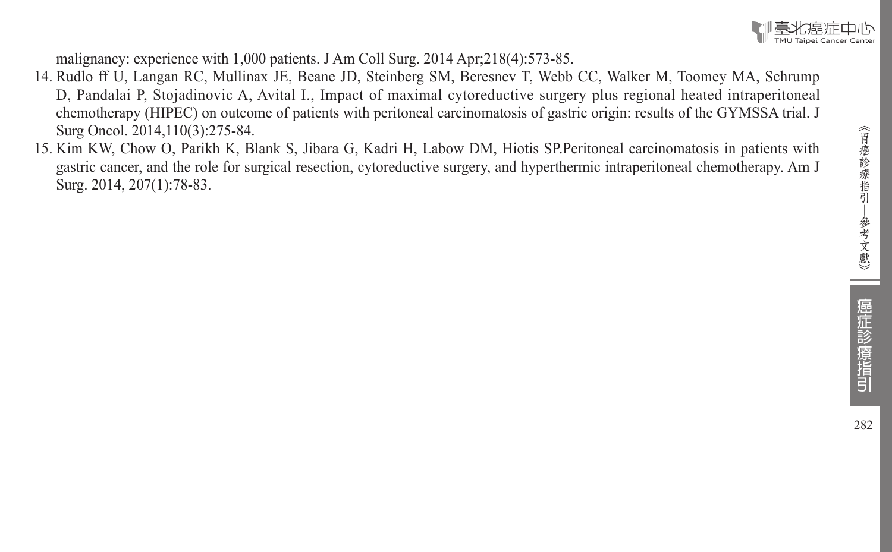malignancy: experience with 1,000 patients. J Am Coll Surg. 2014 Apr;218(4):573-85.

14. Rudlo ff U, Langan RC, Mullinax JE, Beane JD, Steinberg SM, Beresnev T, Webb CC, Walker M, Toomey MA, Schrump D, Pandalai P, Stojadinovic A, Avital I., Impact of maximal cytoreductive surgery plus regional heated intraperitoneal chemotherapy (HIPEC) on outcome of patients with peritoneal carcinomatosis of gastric origin: results of the GYMSSA trial. J Surg Oncol. 2014,110(3):275-84.
15. Kim KW, Chow O, Parikh K, Blank S, Jibara G, Kadri H, Labow DM, Hiotis SP.Peritoneal carcinomatosis in patients with gastric cancer, and the role for surgical resection, cytoreductive surgery, and hyperthermic intraperitoneal chemotherapy. Am J Surg. 2014, 207(1):78-83.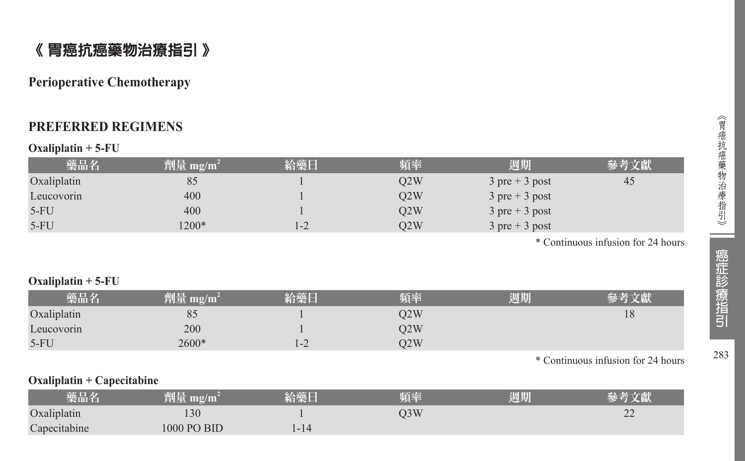# 《 胃癌抗癌藥物治療指引 》

## Perioperative Chemotherapy

### PREFERRED REGIMENS

**Oxaliplatin + 5-FU**

| 藥品名 | 劑量 mg/m$^2$ | 給藥日 | 頻率 | 週期 | 參考文獻 |
|---|---|---|---|---|---|
| Oxaliplatin | 85 | 1 | Q2W | 3 pre + 3 post | 45 |
| Leucovorin | 400 | 1 | Q2W | 3 pre + 3 post | |
| 5-FU | 400 | 1 | Q2W | 3 pre + 3 post | |
| 5-FU | 1200* | 1-2 | Q2W | 3 pre + 3 post | |

\* Continuous infusion for 24 hours

**Oxaliplatin + 5-FU**

| 藥品名 | 劑量 mg/m$^2$ | 給藥日 | 頻率 | 週期 | 參考文獻 |
|---|---|---|---|---|---|
| Oxaliplatin | 85 | 1 | Q2W | | 18 |
| Leucovorin | 200 | 1 | Q2W | | |
| 5-FU | 2600* | 1-2 | Q2W | | |

\* Continuous infusion for 24 hours

**Oxaliplatin + Capecitabine**

| 藥品名 | 劑量 mg/m$^2$ | 給藥日 | 頻率 | 週期 | 參考文獻 |
|---|---|---|---|---|---|
| Oxaliplatin | 130 | 1 | Q3W | | 22 |
| Capecitabine | 1000 PO BID | 1-14 | | | |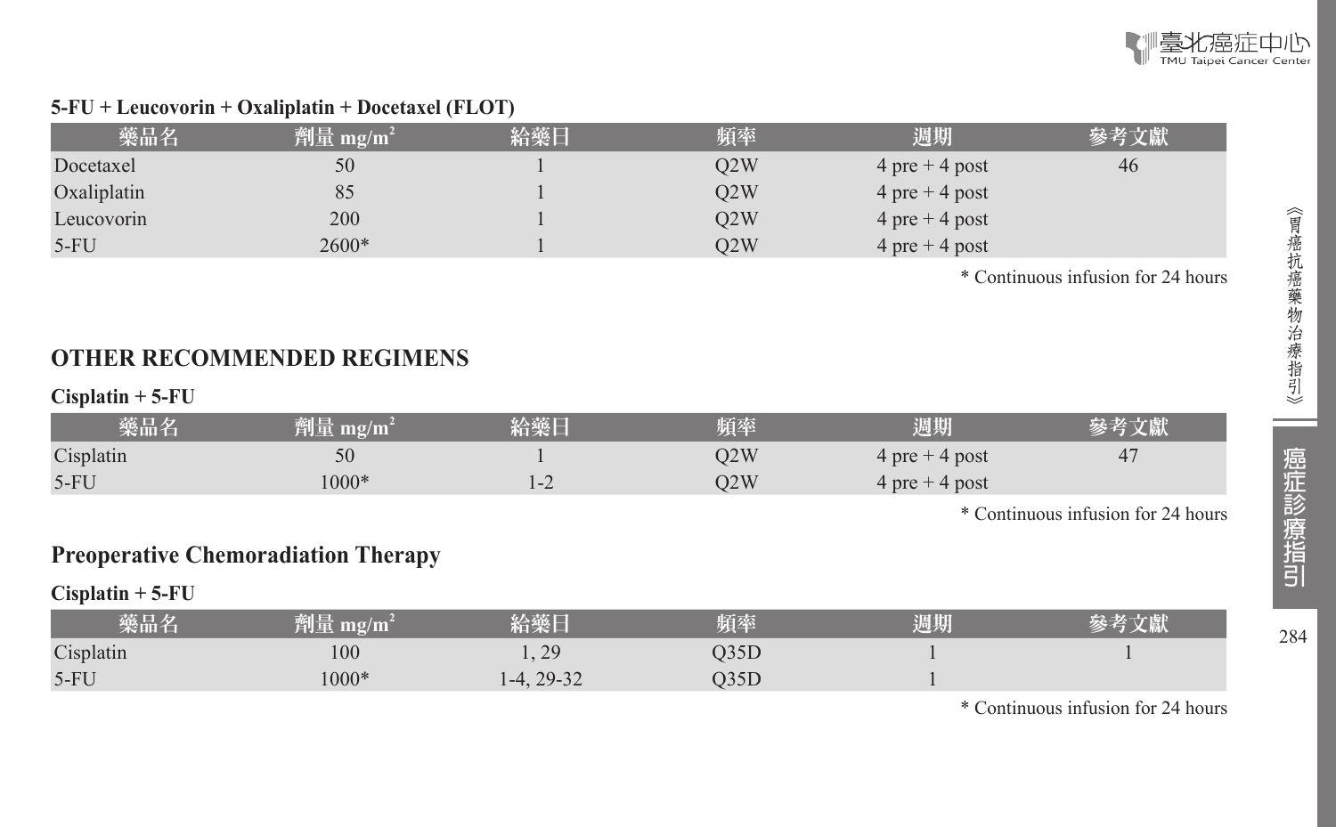**5-FU + Leucovorin + Oxaliplatin + Docetaxel (FLOT)**

| 藥品名 | 劑量 mg/m$^2$ | 給藥日 | 頻率 | 週期 | 參考文獻 |
|---|---|---|---|---|---|
| Docetaxel | 50 | 1 | Q2W | 4 pre + 4 post | 46 |
| Oxaliplatin | 85 | 1 | Q2W | 4 pre + 4 post | |
| Leucovorin | 200 | 1 | Q2W | 4 pre + 4 post | |
| 5-FU | 2600* | 1 | Q2W | 4 pre + 4 post | |

* Continuous infusion for 24 hours

## OTHER RECOMMENDED REGIMENS

**Cisplatin + 5-FU**

| 藥品名 | 劑量 mg/m$^2$ | 給藥日 | 頻率 | 週期 | 參考文獻 |
|---|---|---|---|---|---|
| Cisplatin | 50 | 1 | Q2W | 4 pre + 4 post | 47 |
| 5-FU | 1000* | 1-2 | Q2W | 4 pre + 4 post | |

* Continuous infusion for 24 hours

## Preoperative Chemoradiation Therapy

**Cisplatin + 5-FU**

| 藥品名 | 劑量 mg/m$^2$ | 給藥日 | 頻率 | 週期 | 參考文獻 |
|---|---|---|---|---|---|
| Cisplatin | 100 | 1, 29 | Q35D | 1 | 1 |
| 5-FU | 1000* | 1-4, 29-32 | Q35D | 1 | |

* Continuous infusion for 24 hours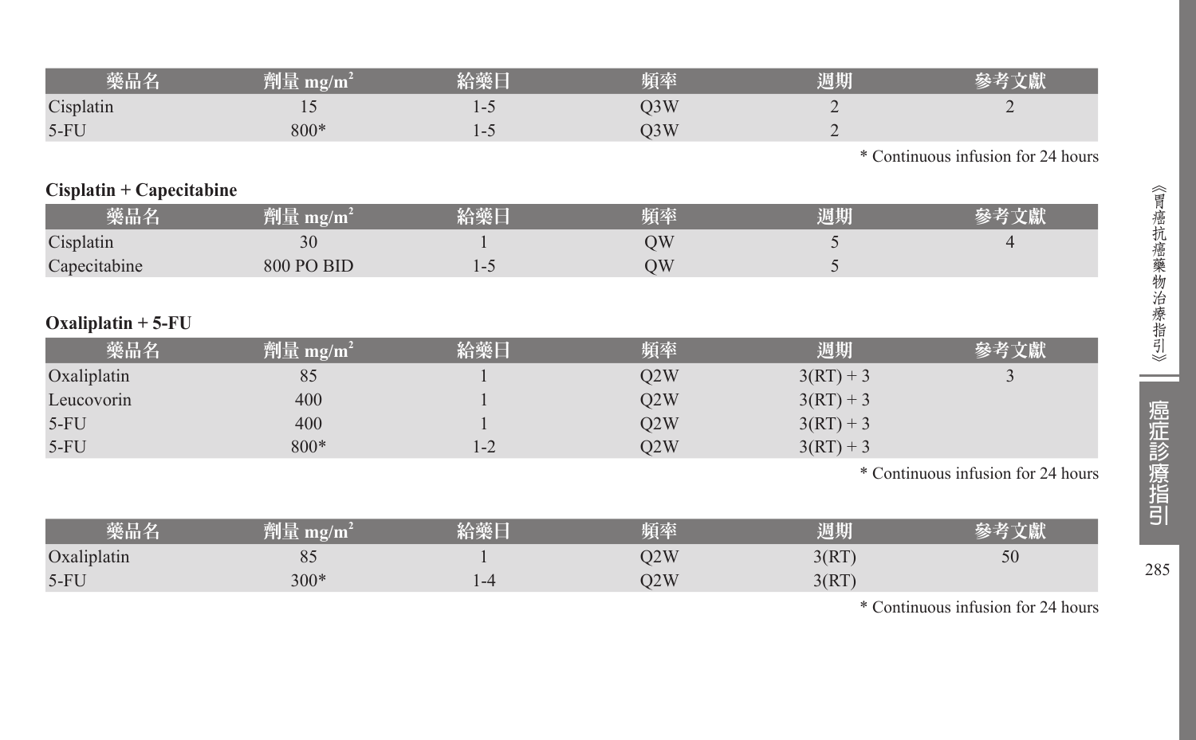| 藥品名 | 劑量 mg/m$^2$ | 給藥日 | 頻率 | 週期 | 參考文獻 |
|---|---|---|---|---|---|
| Cisplatin | 15 | 1-5 | Q3W | 2 | 2 |
| 5-FU | 800* | 1-5 | Q3W | 2 | |

* Continuous infusion for 24 hours

**Cisplatin + Capecitabine**

| 藥品名 | 劑量 mg/m$^2$ | 給藥日 | 頻率 | 週期 | 參考文獻 |
|---|---|---|---|---|---|
| Cisplatin | 30 | 1 | QW | 5 | 4 |
| Capecitabine | 800 PO BID | 1-5 | QW | 5 | |

**Oxaliplatin + 5-FU**

| 藥品名 | 劑量 mg/m$^2$ | 給藥日 | 頻率 | 週期 | 參考文獻 |
|---|---|---|---|---|---|
| Oxaliplatin | 85 | 1 | Q2W | 3(RT) + 3 | 3 |
| Leucovorin | 400 | 1 | Q2W | 3(RT) + 3 | |
| 5-FU | 400 | 1 | Q2W | 3(RT) + 3 | |
| 5-FU | 800* | 1-2 | Q2W | 3(RT) + 3 | |

* Continuous infusion for 24 hours

| 藥品名 | 劑量 mg/m$^2$ | 給藥日 | 頻率 | 週期 | 參考文獻 |
|---|---|---|---|---|---|
| Oxaliplatin | 85 | 1 | Q2W | 3(RT) | 50 |
| 5-FU | 300* | 1-4 | Q2W | 3(RT) | |

* Continuous infusion for 24 hours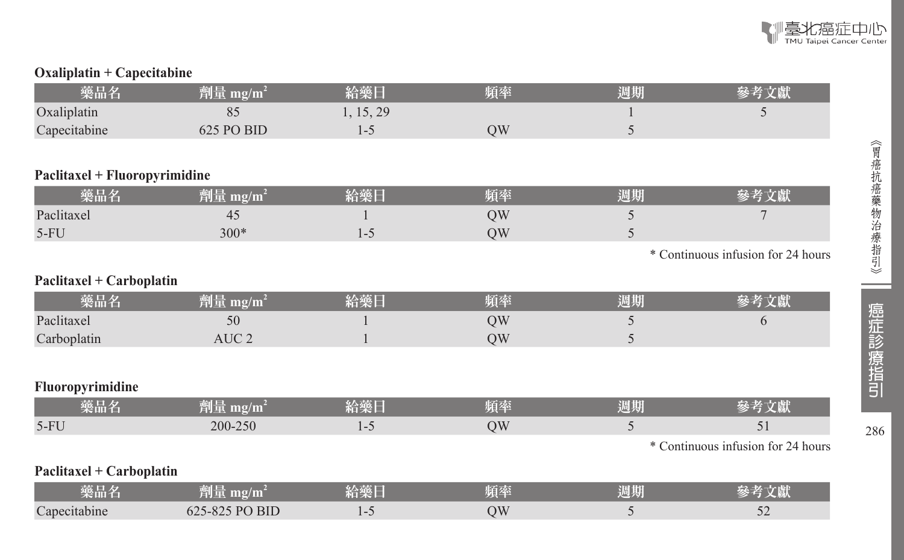### Oxaliplatin + Capecitabine

| 藥品名 | 劑量 mg/m² | 給藥日 | 頻率 | 週期 | 參考文獻 |
|---|---|---|---|---|---|
| Oxaliplatin | 85 | 1, 15, 29 | | 1 | 5 |
| Capecitabine | 625 PO BID | 1-5 | QW | 5 | |

### Paclitaxel + Fluoropyrimidine

| 藥品名 | 劑量 mg/m² | 給藥日 | 頻率 | 週期 | 參考文獻 |
|---|---|---|---|---|---|
| Paclitaxel | 45 | 1 | QW | 5 | 7 |
| 5-FU | 300* | 1-5 | QW | 5 | |

* Continuous infusion for 24 hours

### Paclitaxel + Carboplatin

| 藥品名 | 劑量 mg/m² | 給藥日 | 頻率 | 週期 | 參考文獻 |
|---|---|---|---|---|---|
| Paclitaxel | 50 | 1 | QW | 5 | 6 |
| Carboplatin | AUC 2 | 1 | QW | 5 | |

### Fluoropyrimidine

| 藥品名 | 劑量 mg/m² | 給藥日 | 頻率 | 週期 | 參考文獻 |
|---|---|---|---|---|---|
| 5-FU | 200-250 | 1-5 | QW | 5 | 51 |

* Continuous infusion for 24 hours

### Paclitaxel + Carboplatin

| 藥品名 | 劑量 mg/m² | 給藥日 | 頻率 | 週期 | 參考文獻 |
|---|---|---|---|---|---|
| Capecitabine | 625-825 PO BID | 1-5 | QW | 5 | 52 |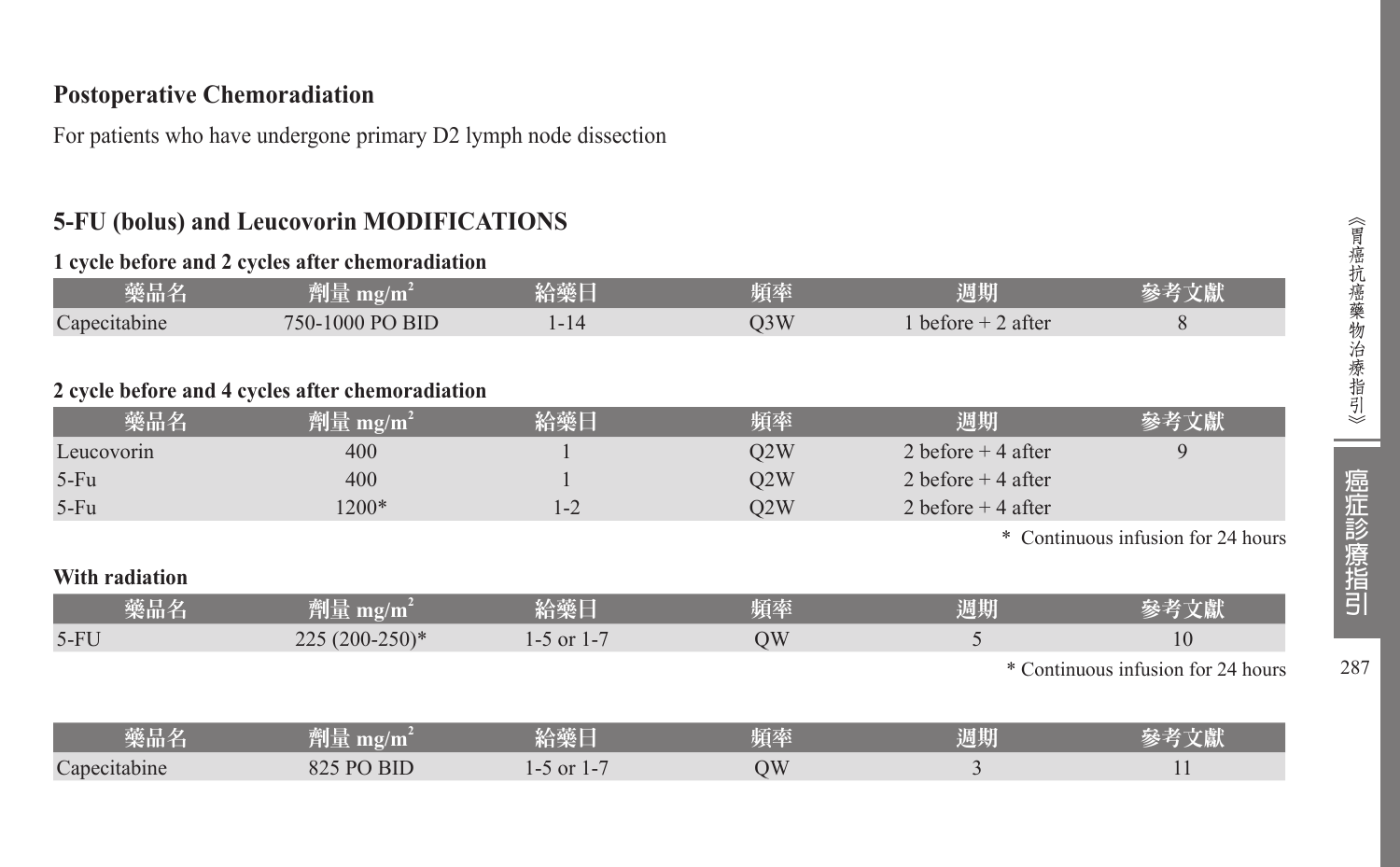## Postoperative Chemoradiation

For patients who have undergone primary D2 lymph node dissection

## 5-FU (bolus) and Leucovorin MODIFICATIONS

**1 cycle before and 2 cycles after chemoradiation**

| 藥品名 | 劑量 mg/m² | 給藥日 | 頻率 | 週期 | 參考文獻 |
|---|---|---|---|---|---|
| Capecitabine | 750-1000 PO BID | 1-14 | Q3W | 1 before + 2 after | 8 |

**2 cycle before and 4 cycles after chemoradiation**

| 藥品名 | 劑量 mg/m² | 給藥日 | 頻率 | 週期 | 參考文獻 |
|---|---|---|---|---|---|
| Leucovorin | 400 | 1 | Q2W | 2 before + 4 after | 9 |
| 5-Fu | 400 | 1 | Q2W | 2 before + 4 after | |
| 5-Fu | 1200* | 1-2 | Q2W | 2 before + 4 after | |

\* Continuous infusion for 24 hours

**With radiation**

| 藥品名 | 劑量 mg/m² | 給藥日 | 頻率 | 週期 | 參考文獻 |
|---|---|---|---|---|---|
| 5-FU | 225 (200-250)* | 1-5 or 1-7 | QW | 5 | 10 |

\* Continuous infusion for 24 hours

| 藥品名 | 劑量 mg/m² | 給藥日 | 頻率 | 週期 | 參考文獻 |
|---|---|---|---|---|---|
| Capecitabine | 825 PO BID | 1-5 or 1-7 | QW | 3 | 11 |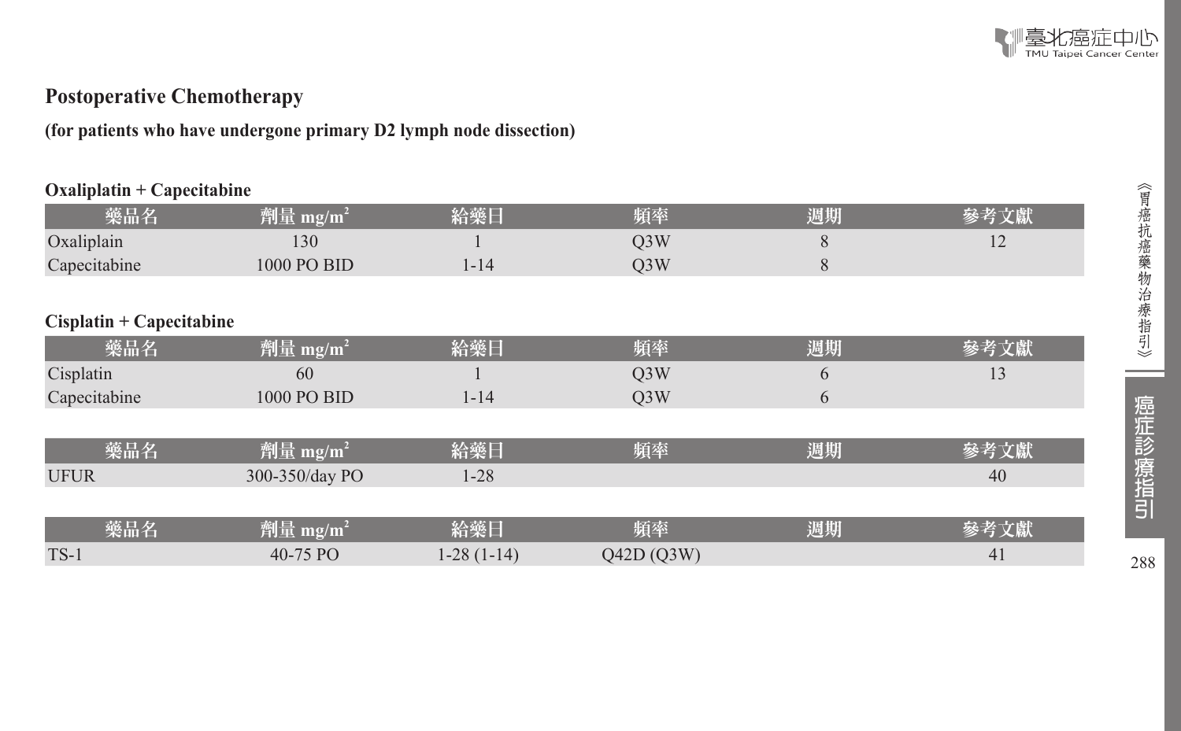## Postoperative Chemotherapy

**(for patients who have undergone primary D2 lymph node dissection)**

**Oxaliplatin + Capecitabine**

| 藥品名 | 劑量 mg/m² | 給藥日 | 頻率 | 週期 | 參考文獻 |
|---|---|---|---|---|---|
| Oxaliplain | 130 | 1 | Q3W | 8 | 12 |
| Capecitabine | 1000 PO BID | 1-14 | Q3W | 8 | |

**Cisplatin + Capecitabine**

| 藥品名 | 劑量 mg/m² | 給藥日 | 頻率 | 週期 | 參考文獻 |
|---|---|---|---|---|---|
| Cisplatin | 60 | 1 | Q3W | 6 | 13 |
| Capecitabine | 1000 PO BID | 1-14 | Q3W | 6 | |

| 藥品名 | 劑量 mg/m² | 給藥日 | 頻率 | 週期 | 參考文獻 |
|---|---|---|---|---|---|
| UFUR | 300-350/day PO | 1-28 | | | 40 |

| 藥品名 | 劑量 mg/m² | 給藥日 | 頻率 | 週期 | 參考文獻 |
|---|---|---|---|---|---|
| TS-1 | 40-75 PO | 1-28 (1-14) | Q42D (Q3W) | | 41 |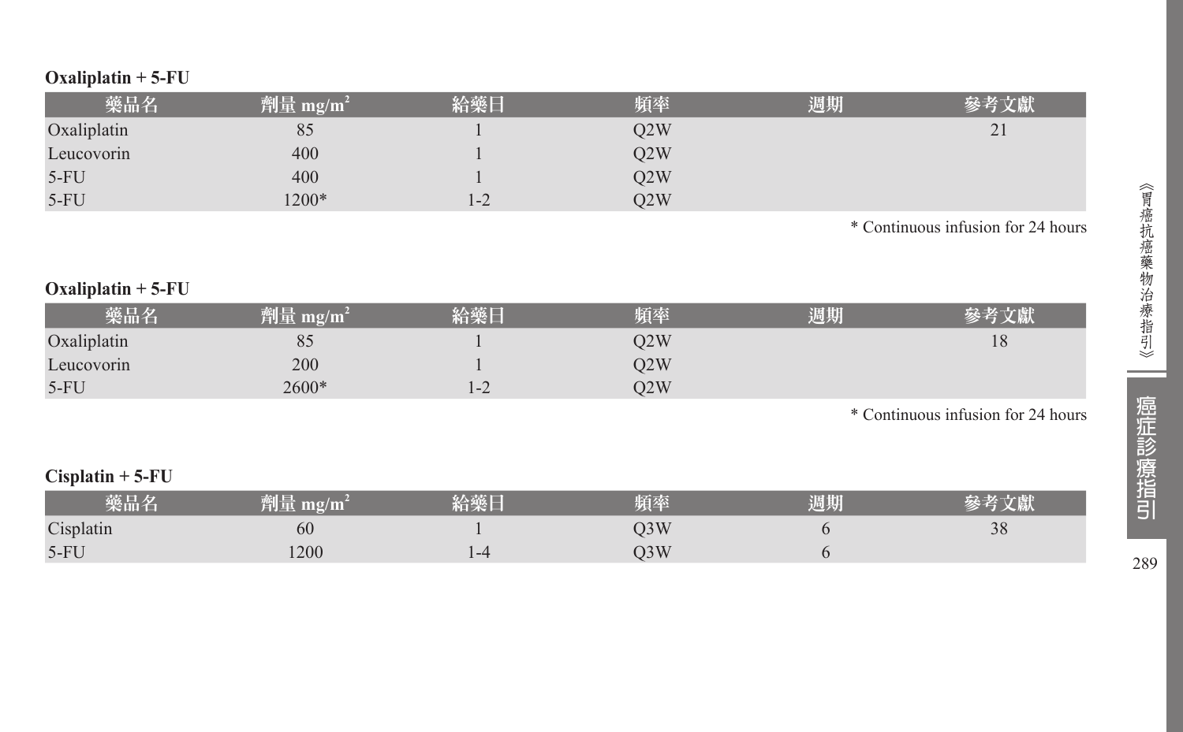**Oxaliplatin + 5-FU**

| 藥品名 | 劑量 $mg/m^2$ | 給藥日 | 頻率 | 週期 | 參考文獻 |
|---|---|---|---|---|---|
| Oxaliplatin | 85 | 1 | Q2W | | 21 |
| Leucovorin | 400 | 1 | Q2W | | |
| 5-FU | 400 | 1 | Q2W | | |
| 5-FU | 1200* | 1-2 | Q2W | | |

* Continuous infusion for 24 hours

**Oxaliplatin + 5-FU**

| 藥品名 | 劑量 $mg/m^2$ | 給藥日 | 頻率 | 週期 | 參考文獻 |
|---|---|---|---|---|---|
| Oxaliplatin | 85 | 1 | Q2W | | 18 |
| Leucovorin | 200 | 1 | Q2W | | |
| 5-FU | 2600* | 1-2 | Q2W | | |

* Continuous infusion for 24 hours

**Cisplatin + 5-FU**

| 藥品名 | 劑量 $mg/m^2$ | 給藥日 | 頻率 | 週期 | 參考文獻 |
|---|---|---|---|---|---|
| Cisplatin | 60 | 1 | Q3W | 6 | 38 |
| 5-FU | 1200 | 1-4 | Q3W | 6 | |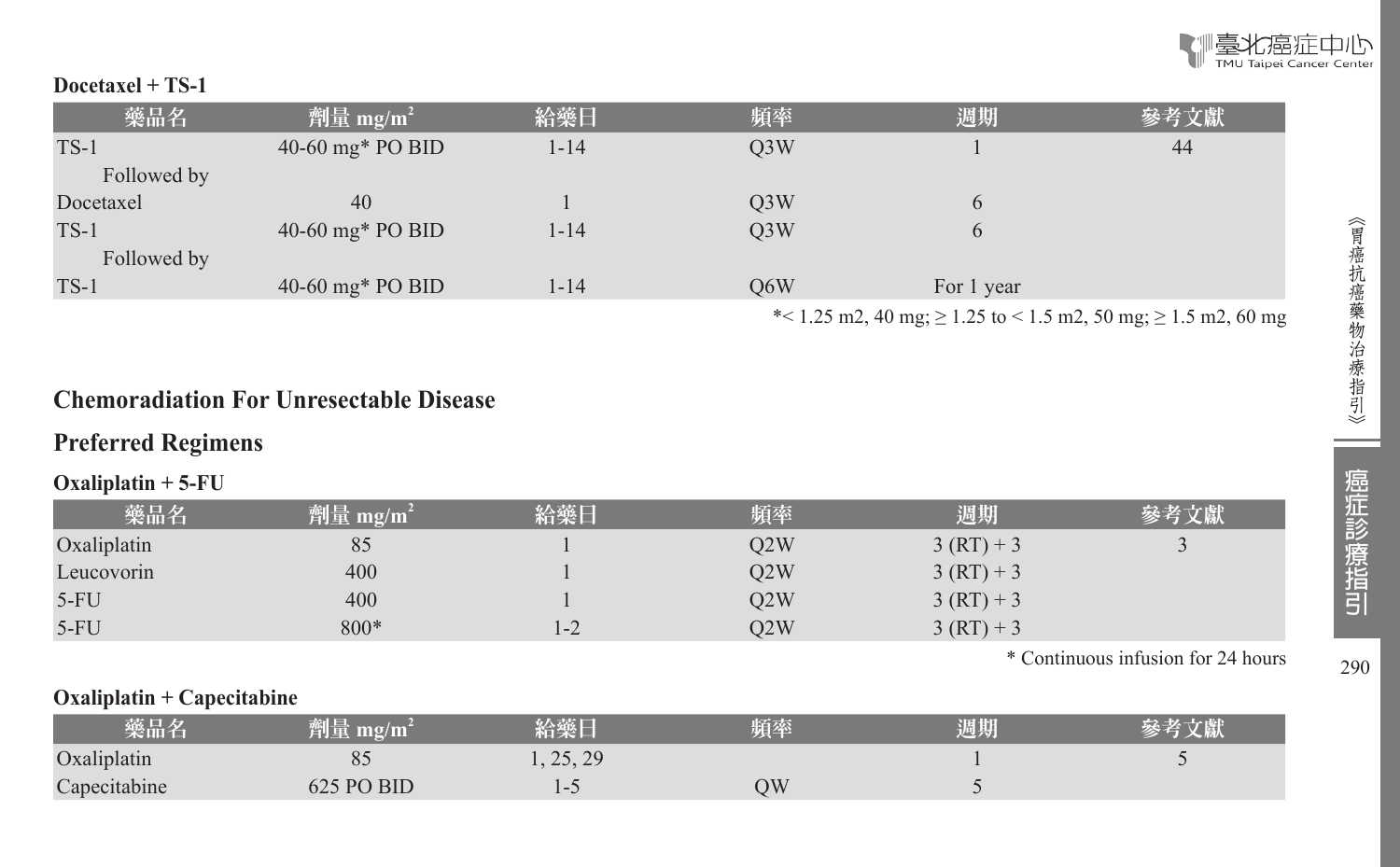**Docetaxel + TS-1**

| 藥品名 | 劑量 mg/m$^2$ | 給藥日 | 頻率 | 週期 | 參考文獻 |
|---|---|---|---|---|---|
| TS-1 | 40-60 mg* PO BID | 1-14 | Q3W | 1 | 44 |
| Followed by | | | | | |
| Docetaxel | 40 | 1 | Q3W | 6 | |
| TS-1 | 40-60 mg* PO BID | 1-14 | Q3W | 6 | |
| Followed by | | | | | |
| TS-1 | 40-60 mg* PO BID | 1-14 | Q6W | For 1 year | |

*< 1.25 m2, 40 mg; ≥ 1.25 to < 1.5 m2, 50 mg; ≥ 1.5 m2, 60 mg

## Chemoradiation For Unresectable Disease

## Preferred Regimens

**Oxaliplatin + 5-FU**

| 藥品名 | 劑量 mg/m$^2$ | 給藥日 | 頻率 | 週期 | 參考文獻 |
|---|---|---|---|---|---|
| Oxaliplatin | 85 | 1 | Q2W | 3 (RT) + 3 | 3 |
| Leucovorin | 400 | 1 | Q2W | 3 (RT) + 3 | |
| 5-FU | 400 | 1 | Q2W | 3 (RT) + 3 | |
| 5-FU | 800* | 1-2 | Q2W | 3 (RT) + 3 | |

* Continuous infusion for 24 hours

**Oxaliplatin + Capecitabine**

| 藥品名 | 劑量 mg/m$^2$ | 給藥日 | 頻率 | 週期 | 參考文獻 |
|---|---|---|---|---|---|
| Oxaliplatin | 85 | 1, 25, 29 | | 1 | 5 |
| Capecitabine | 625 PO BID | 1-5 | QW | 5 | |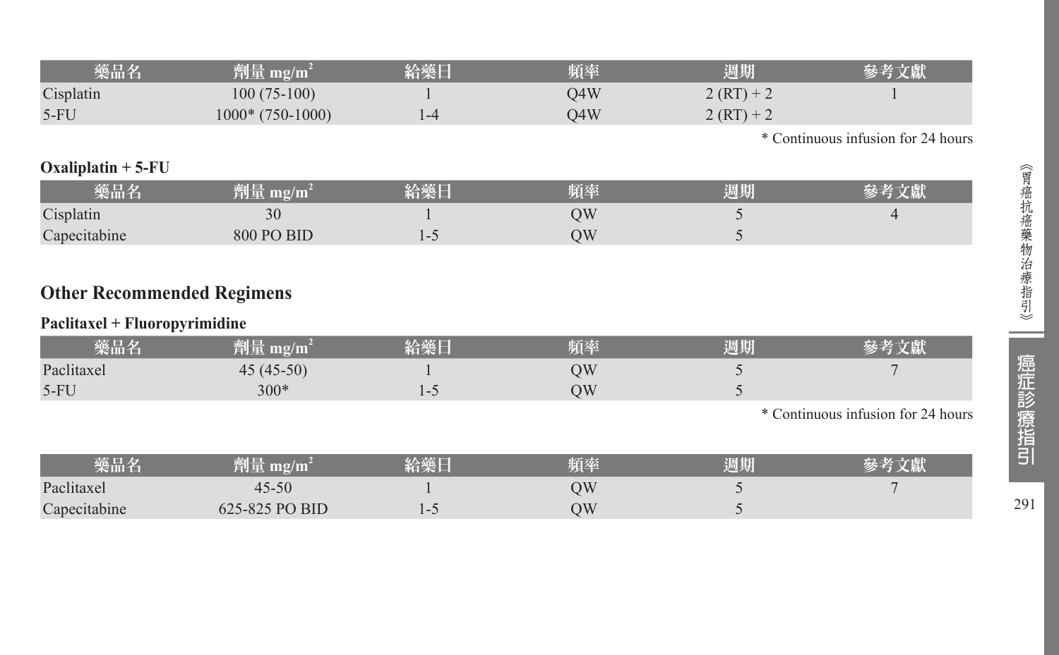| 藥品名 | 劑量 mg/m$^2$ | 給藥日 | 頻率 | 週期 | 參考文獻 |
|---|---|---|---|---|---|
| Cisplatin | 100 (75-100) | 1 | Q4W | 2 (RT) + 2 | 1 |
| 5-FU | 1000* (750-1000) | 1-4 | Q4W | 2 (RT) + 2 | |

* Continuous infusion for 24 hours

**Oxaliplatin + 5-FU**

| 藥品名 | 劑量 mg/m$^2$ | 給藥日 | 頻率 | 週期 | 參考文獻 |
|---|---|---|---|---|---|
| Cisplatin | 30 | 1 | QW | 5 | 4 |
| Capecitabine | 800 PO BID | 1-5 | QW | 5 | |

## Other Recommended Regimens

**Paclitaxel + Fluoropyrimidine**

| 藥品名 | 劑量 mg/m$^2$ | 給藥日 | 頻率 | 週期 | 參考文獻 |
|---|---|---|---|---|---|
| Paclitaxel | 45 (45-50) | 1 | QW | 5 | 7 |
| 5-FU | 300* | 1-5 | QW | 5 | |

* Continuous infusion for 24 hours

| 藥品名 | 劑量 mg/m$^2$ | 給藥日 | 頻率 | 週期 | 參考文獻 |
|---|---|---|---|---|---|
| Paclitaxel | 45-50 | 1 | QW | 5 | 7 |
| Capecitabine | 625-825 PO BID | 1-5 | QW | 5 | |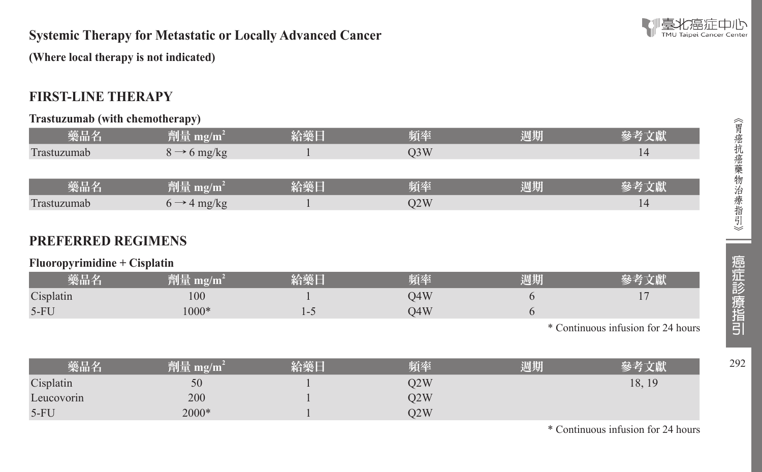## Systemic Therapy for Metastatic or Locally Advanced Cancer

**(Where local therapy is not indicated)**

## FIRST-LINE THERAPY

**Trastuzumab (with chemotherapy)**

| 藥品名 | 劑量 mg/m$^2$ | 給藥日 | 頻率 | 週期 | 參考文獻 |
|---|---|---|---|---|---|
| Trastuzumab | 8 → 6 mg/kg | 1 | Q3W | | 14 |

| 藥品名 | 劑量 mg/m$^2$ | 給藥日 | 頻率 | 週期 | 參考文獻 |
|---|---|---|---|---|---|
| Trastuzumab | 6 → 4 mg/kg | 1 | Q2W | | 14 |

## PREFERRED REGIMENS

**Fluoropyrimidine + Cisplatin**

| 藥品名 | 劑量 mg/m$^2$ | 給藥日 | 頻率 | 週期 | 參考文獻 |
|---|---|---|---|---|---|
| Cisplatin | 100 | 1 | Q4W | 6 | 17 |
| 5-FU | 1000* | 1-5 | Q4W | 6 | |

* Continuous infusion for 24 hours

| 藥品名 | 劑量 mg/m$^2$ | 給藥日 | 頻率 | 週期 | 參考文獻 |
|---|---|---|---|---|---|
| Cisplatin | 50 | 1 | Q2W | | 18, 19 |
| Leucovorin | 200 | 1 | Q2W | | |
| 5-FU | 2000* | 1 | Q2W | | |

* Continuous infusion for 24 hours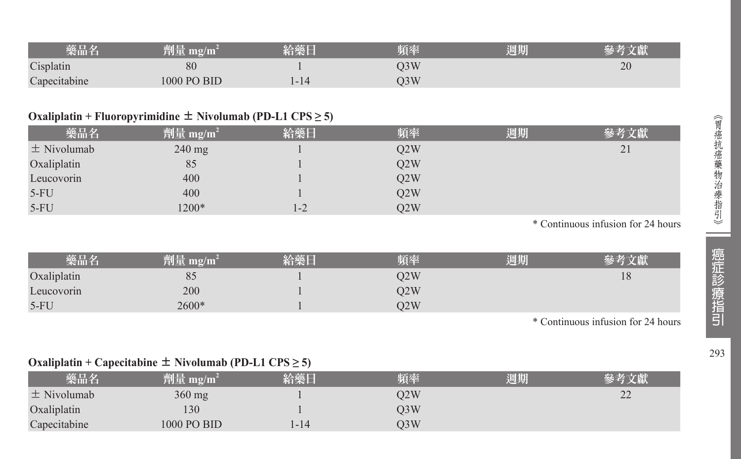| 藥品名 | 劑量 mg/m$^2$ | 給藥日 | 頻率 | 週期 | 參考文獻 |
|---|---|---|---|---|---|
| Cisplatin | 80 | 1 | Q3W | | 20 |
| Capecitabine | 1000 PO BID | 1-14 | Q3W | | |

**Oxaliplatin + Fluoropyrimidine ± Nivolumab (PD-L1 CPS ≥ 5)**

| 藥品名 | 劑量 mg/m$^2$ | 給藥日 | 頻率 | 週期 | 參考文獻 |
|---|---|---|---|---|---|
| ± Nivolumab | 240 mg | 1 | Q2W | | 21 |
| Oxaliplatin | 85 | 1 | Q2W | | |
| Leucovorin | 400 | 1 | Q2W | | |
| 5-FU | 400 | 1 | Q2W | | |
| 5-FU | 1200* | 1-2 | Q2W | | |

* Continuous infusion for 24 hours

| 藥品名 | 劑量 mg/m$^2$ | 給藥日 | 頻率 | 週期 | 參考文獻 |
|---|---|---|---|---|---|
| Oxaliplatin | 85 | 1 | Q2W | | 18 |
| Leucovorin | 200 | 1 | Q2W | | |
| 5-FU | 2600* | 1 | Q2W | | |

* Continuous infusion for 24 hours

**Oxaliplatin + Capecitabine ± Nivolumab (PD-L1 CPS ≥ 5)**

| 藥品名 | 劑量 mg/m$^2$ | 給藥日 | 頻率 | 週期 | 參考文獻 |
|---|---|---|---|---|---|
| ± Nivolumab | 360 mg | 1 | Q2W | | 22 |
| Oxaliplatin | 130 | 1 | Q3W | | |
| Capecitabine | 1000 PO BID | 1-14 | Q3W | | |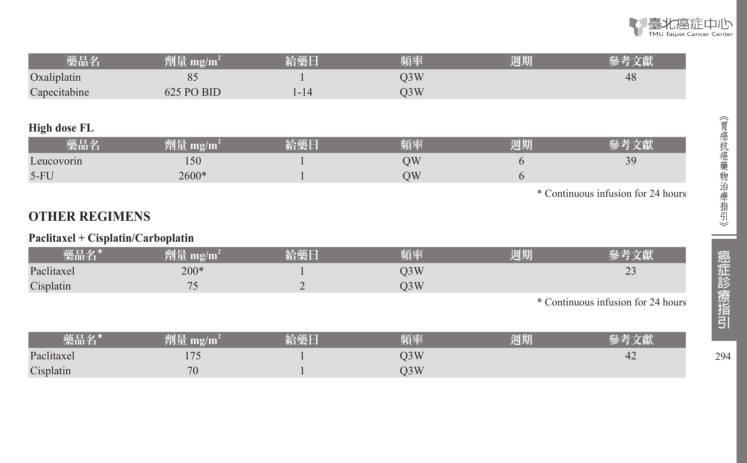| 藥品名 | 劑量 mg/m² | 給藥日 | 頻率 | 週期 | 參考文獻 |
|---|---|---|---|---|---|
| Oxaliplatin | 85 | 1 | Q3W | | 48 |
| Capecitabine | 625 PO BID | 1-14 | Q3W | | |

**High dose FL**

| 藥品名 | 劑量 mg/m² | 給藥日 | 頻率 | 週期 | 參考文獻 |
|---|---|---|---|---|---|
| Leucovorin | 150 | 1 | QW | 6 | 39 |
| 5-FU | 2600* | 1 | QW | 6 | |

* Continuous infusion for 24 hours

## OTHER REGIMENS

**Paclitaxel + Cisplatin/Carboplatin**

| 藥品名★ | 劑量 mg/m² | 給藥日 | 頻率 | 週期 | 參考文獻 |
|---|---|---|---|---|---|
| Paclitaxel | 200* | 1 | Q3W | | 23 |
| Cisplatin | 75 | 2 | Q3W | | |

* Continuous infusion for 24 hours

| 藥品名★ | 劑量 mg/m² | 給藥日 | 頻率 | 週期 | 參考文獻 |
|---|---|---|---|---|---|
| Paclitaxel | 175 | 1 | Q3W | | 42 |
| Cisplatin | 70 | 1 | Q3W | | |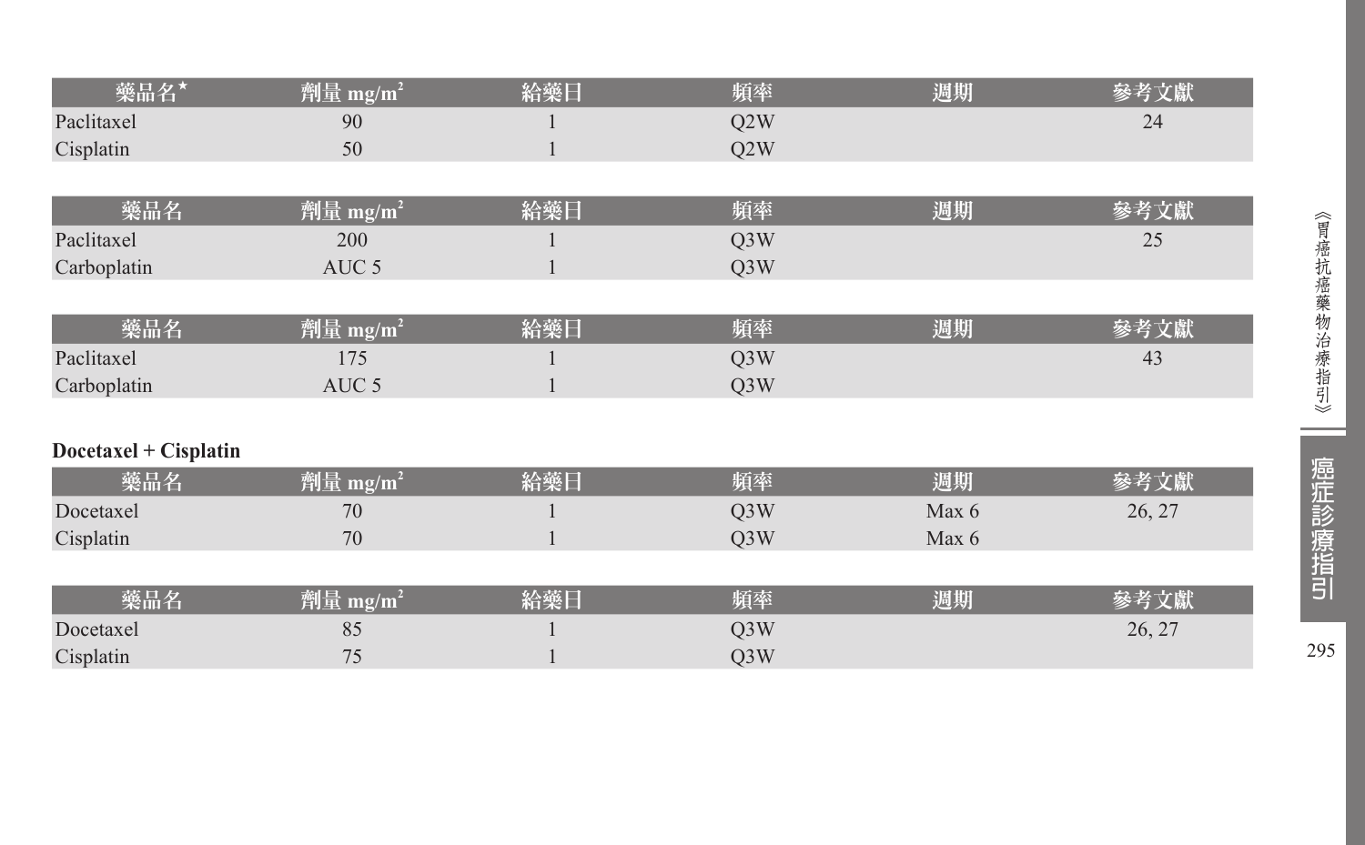| 藥品名* | 劑量 mg/m$^2$ | 給藥日 | 頻率 | 週期 | 參考文獻 |
|---|---|---|---|---|---|
| Paclitaxel | 90 | 1 | Q2W | | 24 |
| Cisplatin | 50 | 1 | Q2W | | |

| 藥品名 | 劑量 mg/m$^2$ | 給藥日 | 頻率 | 週期 | 參考文獻 |
|---|---|---|---|---|---|
| Paclitaxel | 200 | 1 | Q3W | | 25 |
| Carboplatin | AUC 5 | 1 | Q3W | | |

| 藥品名 | 劑量 mg/m$^2$ | 給藥日 | 頻率 | 週期 | 參考文獻 |
|---|---|---|---|---|---|
| Paclitaxel | 175 | 1 | Q3W | | 43 |
| Carboplatin | AUC 5 | 1 | Q3W | | |

**Docetaxel + Cisplatin**

| 藥品名 | 劑量 mg/m$^2$ | 給藥日 | 頻率 | 週期 | 參考文獻 |
|---|---|---|---|---|---|
| Docetaxel | 70 | 1 | Q3W | Max 6 | 26, 27 |
| Cisplatin | 70 | 1 | Q3W | Max 6 | |

| 藥品名 | 劑量 mg/m$^2$ | 給藥日 | 頻率 | 週期 | 參考文獻 |
|---|---|---|---|---|---|
| Docetaxel | 85 | 1 | Q3W | | 26, 27 |
| Cisplatin | 75 | 1 | Q3W | | |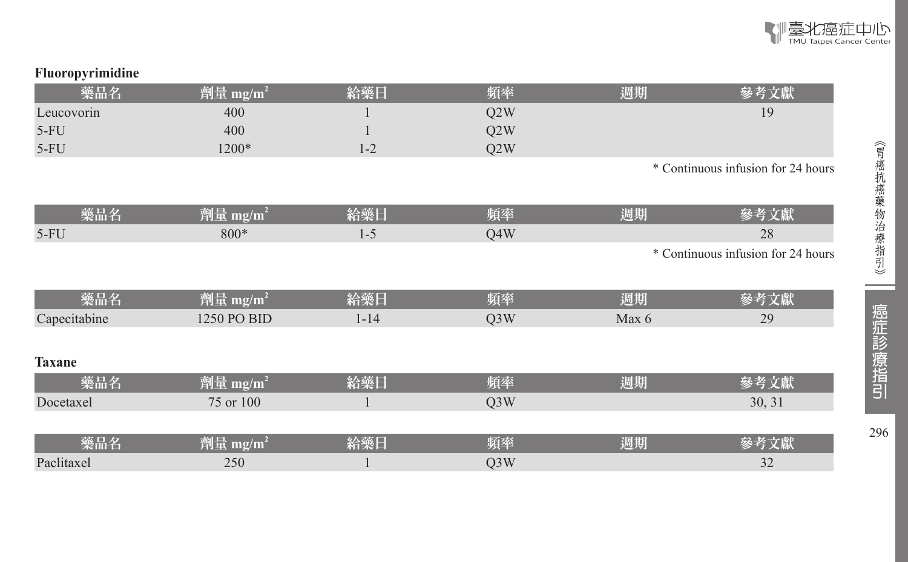**Fluoropyrimidine**

| 藥品名 | 劑量 mg/m$^2$ | 給藥日 | 頻率 | 週期 | 參考文獻 |
| --- | --- | --- | --- | --- | --- |
| Leucovorin | 400 | 1 | Q2W | | 19 |
| 5-FU | 400 | 1 | Q2W | | |
| 5-FU | 1200* | 1-2 | Q2W | | |

* Continuous infusion for 24 hours

| 藥品名 | 劑量 mg/m$^2$ | 給藥日 | 頻率 | 週期 | 參考文獻 |
| --- | --- | --- | --- | --- | --- |
| 5-FU | 800* | 1-5 | Q4W | | 28 |

* Continuous infusion for 24 hours

| 藥品名 | 劑量 mg/m$^2$ | 給藥日 | 頻率 | 週期 | 參考文獻 |
| --- | --- | --- | --- | --- | --- |
| Capecitabine | 1250 PO BID | 1-14 | Q3W | Max 6 | 29 |

**Taxane**

| 藥品名 | 劑量 mg/m$^2$ | 給藥日 | 頻率 | 週期 | 參考文獻 |
| --- | --- | --- | --- | --- | --- |
| Docetaxel | 75 or 100 | 1 | Q3W | | 30, 31 |

| 藥品名 | 劑量 mg/m$^2$ | 給藥日 | 頻率 | 週期 | 參考文獻 |
| --- | --- | --- | --- | --- | --- |
| Paclitaxel | 250 | 1 | Q3W | | 32 |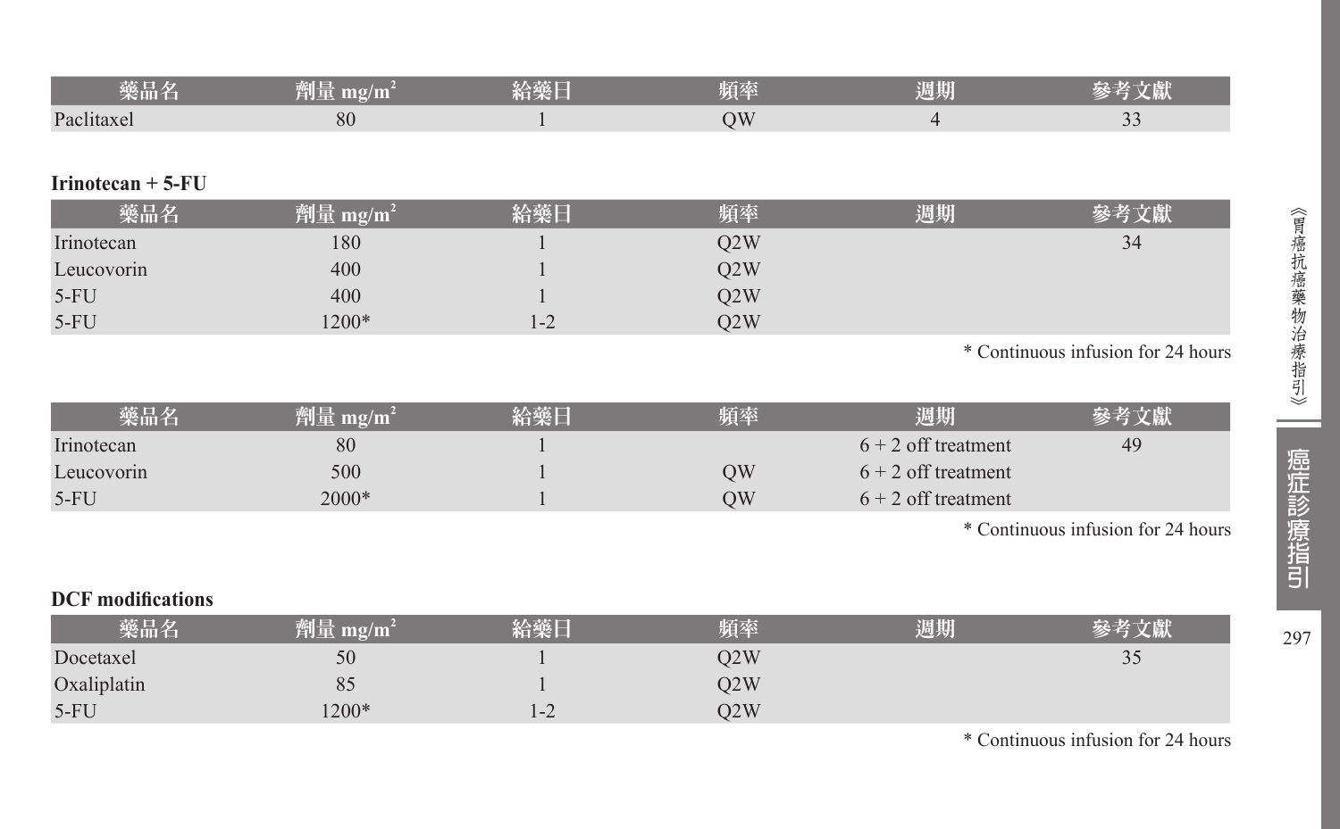| 藥品名 | 劑量 $mg/m^2$ | 給藥日 | 頻率 | 週期 | 參考文獻 |
|---|---|---|---|---|---|
| Paclitaxel | 80 | 1 | QW | 4 | 33 |

**Irinotecan + 5-FU**

| 藥品名 | 劑量 $mg/m^2$ | 給藥日 | 頻率 | 週期 | 參考文獻 |
|---|---|---|---|---|---|
| Irinotecan | 180 | 1 | Q2W | | 34 |
| Leucovorin | 400 | 1 | Q2W | | |
| 5-FU | 400 | 1 | Q2W | | |
| 5-FU | 1200* | 1-2 | Q2W | | |

\* Continuous infusion for 24 hours

| 藥品名 | 劑量 $mg/m^2$ | 給藥日 | 頻率 | 週期 | 參考文獻 |
|---|---|---|---|---|---|
| Irinotecan | 80 | 1 | | 6 + 2 off treatment | 49 |
| Leucovorin | 500 | 1 | QW | 6 + 2 off treatment | |
| 5-FU | 2000* | 1 | QW | 6 + 2 off treatment | |

\* Continuous infusion for 24 hours

**DCF modifications**

| 藥品名 | 劑量 $mg/m^2$ | 給藥日 | 頻率 | 週期 | 參考文獻 |
|---|---|---|---|---|---|
| Docetaxel | 50 | 1 | Q2W | | 35 |
| Oxaliplatin | 85 | 1 | Q2W | | |
| 5-FU | 1200* | 1-2 | Q2W | | |

\* Continuous infusion for 24 hours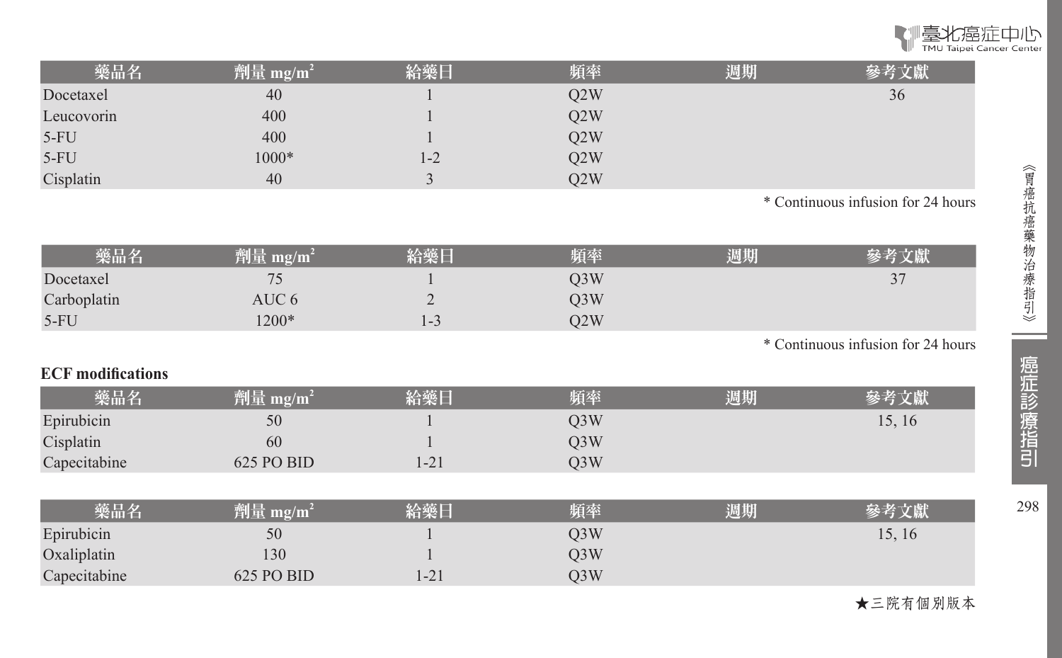| 藥品名 | 劑量 mg/m$^2$ | 給藥日 | 頻率 | 週期 | 參考文獻 |
|---|---|---|---|---|---|
| Docetaxel | 40 | 1 | Q2W | | 36 |
| Leucovorin | 400 | 1 | Q2W | | |
| 5-FU | 400 | 1 | Q2W | | |
| 5-FU | 1000* | 1-2 | Q2W | | |
| Cisplatin | 40 | 3 | Q2W | | |

* Continuous infusion for 24 hours

| 藥品名 | 劑量 mg/m$^2$ | 給藥日 | 頻率 | 週期 | 參考文獻 |
|---|---|---|---|---|---|
| Docetaxel | 75 | 1 | Q3W | | 37 |
| Carboplatin | AUC 6 | 2 | Q3W | | |
| 5-FU | 1200* | 1-3 | Q2W | | |

* Continuous infusion for 24 hours

**ECF modifications**

| 藥品名 | 劑量 mg/m$^2$ | 給藥日 | 頻率 | 週期 | 參考文獻 |
|---|---|---|---|---|---|
| Epirubicin | 50 | 1 | Q3W | | 15, 16 |
| Cisplatin | 60 | 1 | Q3W | | |
| Capecitabine | 625 PO BID | 1-21 | Q3W | | |

| 藥品名 | 劑量 mg/m$^2$ | 給藥日 | 頻率 | 週期 | 參考文獻 |
|---|---|---|---|---|---|
| Epirubicin | 50 | 1 | Q3W | | 15, 16 |
| Oxaliplatin | 130 | 1 | Q3W | | |
| Capecitabine | 625 PO BID | 1-21 | Q3W | | |

★三院有個別版本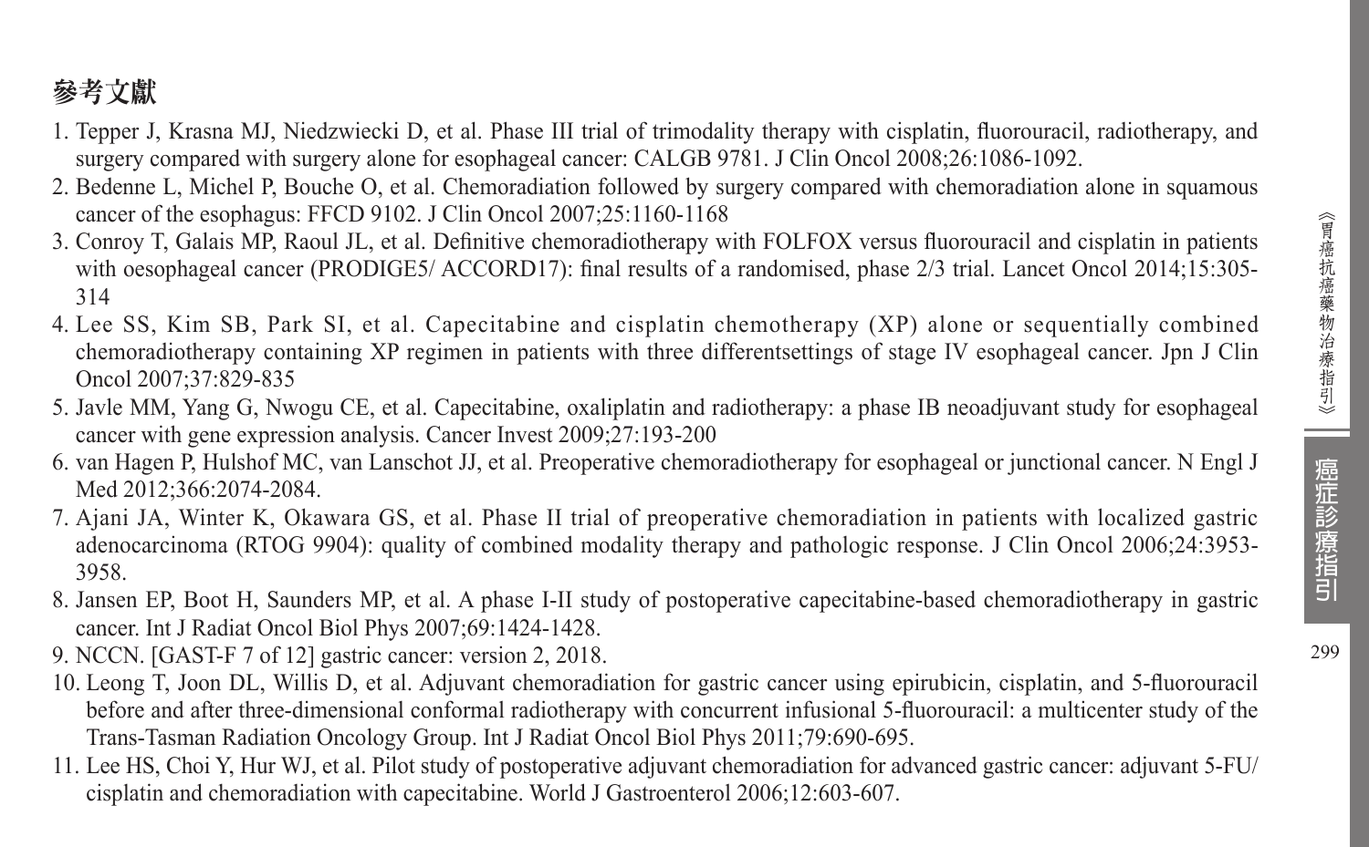## 參考文獻

1. Tepper J, Krasna MJ, Niedzwiecki D, et al. Phase III trial of trimodality therapy with cisplatin, fluorouracil, radiotherapy, and surgery compared with surgery alone for esophageal cancer: CALGB 9781. J Clin Oncol 2008;26:1086-1092.
2. Bedenne L, Michel P, Bouche O, et al. Chemoradiation followed by surgery compared with chemoradiation alone in squamous cancer of the esophagus: FFCD 9102. J Clin Oncol 2007;25:1160-1168
3. Conroy T, Galais MP, Raoul JL, et al. Definitive chemoradiotherapy with FOLFOX versus fluorouracil and cisplatin in patients with oesophageal cancer (PRODIGE5/ ACCORD17): final results of a randomised, phase 2/3 trial. Lancet Oncol 2014;15:305-314
4. Lee SS, Kim SB, Park SI, et al. Capecitabine and cisplatin chemotherapy (XP) alone or sequentially combined chemoradiotherapy containing XP regimen in patients with three differentsettings of stage IV esophageal cancer. Jpn J Clin Oncol 2007;37:829-835
5. Javle MM, Yang G, Nwogu CE, et al. Capecitabine, oxaliplatin and radiotherapy: a phase IB neoadjuvant study for esophageal cancer with gene expression analysis. Cancer Invest 2009;27:193-200
6. van Hagen P, Hulshof MC, van Lanschot JJ, et al. Preoperative chemoradiotherapy for esophageal or junctional cancer. N Engl J Med 2012;366:2074-2084.
7. Ajani JA, Winter K, Okawara GS, et al. Phase II trial of preoperative chemoradiation in patients with localized gastric adenocarcinoma (RTOG 9904): quality of combined modality therapy and pathologic response. J Clin Oncol 2006;24:3953-3958.
8. Jansen EP, Boot H, Saunders MP, et al. A phase I-II study of postoperative capecitabine-based chemoradiotherapy in gastric cancer. Int J Radiat Oncol Biol Phys 2007;69:1424-1428.
9. NCCN. [GAST-F 7 of 12] gastric cancer: version 2, 2018.
10. Leong T, Joon DL, Willis D, et al. Adjuvant chemoradiation for gastric cancer using epirubicin, cisplatin, and 5-fluorouracil before and after three-dimensional conformal radiotherapy with concurrent infusional 5-fluorouracil: a multicenter study of the Trans-Tasman Radiation Oncology Group. Int J Radiat Oncol Biol Phys 2011;79:690-695.
11. Lee HS, Choi Y, Hur WJ, et al. Pilot study of postoperative adjuvant chemoradiation for advanced gastric cancer: adjuvant 5-FU/ cisplatin and chemoradiation with capecitabine. World J Gastroenterol 2006;12:603-607.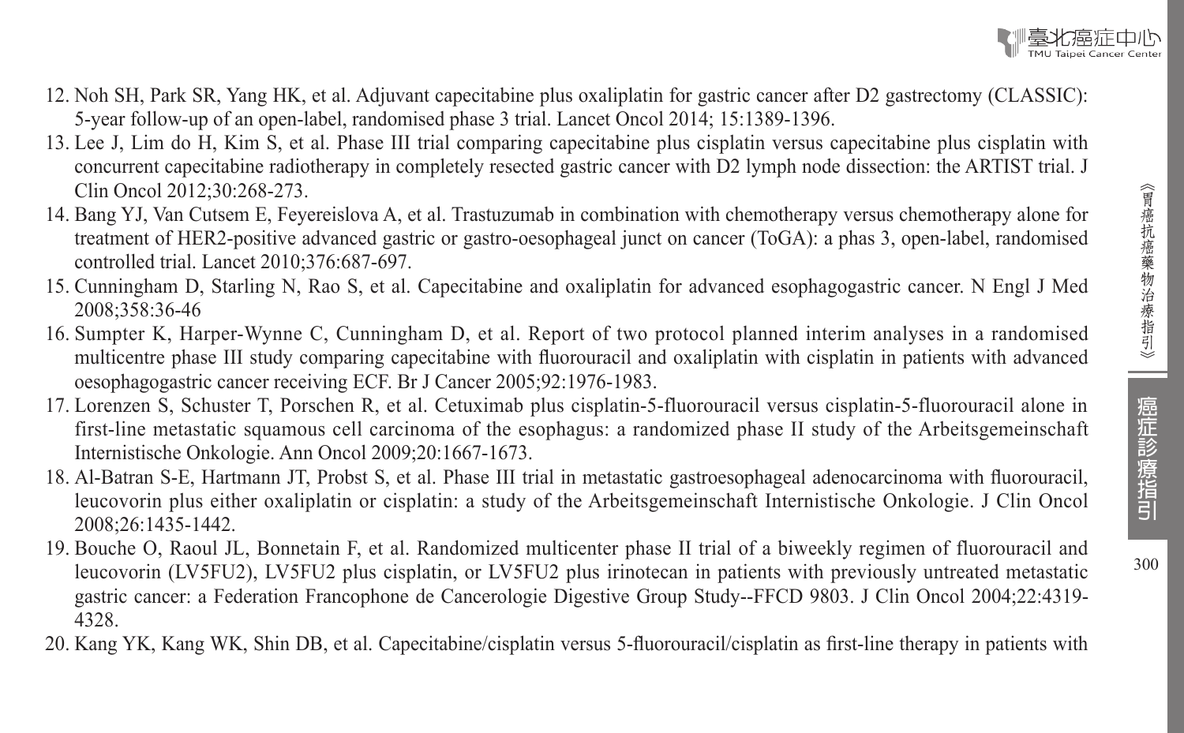12. Noh SH, Park SR, Yang HK, et al. Adjuvant capecitabine plus oxaliplatin for gastric cancer after D2 gastrectomy (CLASSIC): 5-year follow-up of an open-label, randomised phase 3 trial. Lancet Oncol 2014; 15:1389-1396.
13. Lee J, Lim do H, Kim S, et al. Phase III trial comparing capecitabine plus cisplatin versus capecitabine plus cisplatin with concurrent capecitabine radiotherapy in completely resected gastric cancer with D2 lymph node dissection: the ARTIST trial. J Clin Oncol 2012;30:268-273.
14. Bang YJ, Van Cutsem E, Feyereislova A, et al. Trastuzumab in combination with chemotherapy versus chemotherapy alone for treatment of HER2-positive advanced gastric or gastro-oesophageal junct on cancer (ToGA): a phas 3, open-label, randomised controlled trial. Lancet 2010;376:687-697.
15. Cunningham D, Starling N, Rao S, et al. Capecitabine and oxaliplatin for advanced esophagogastric cancer. N Engl J Med 2008;358:36-46
16. Sumpter K, Harper-Wynne C, Cunningham D, et al. Report of two protocol planned interim analyses in a randomised multicentre phase III study comparing capecitabine with fluorouracil and oxaliplatin with cisplatin in patients with advanced oesophagogastric cancer receiving ECF. Br J Cancer 2005;92:1976-1983.
17. Lorenzen S, Schuster T, Porschen R, et al. Cetuximab plus cisplatin-5-fluorouracil versus cisplatin-5-fluorouracil alone in first-line metastatic squamous cell carcinoma of the esophagus: a randomized phase II study of the Arbeitsgemeinschaft Internistische Onkologie. Ann Oncol 2009;20:1667-1673.
18. Al-Batran S-E, Hartmann JT, Probst S, et al. Phase III trial in metastatic gastroesophageal adenocarcinoma with fluorouracil, leucovorin plus either oxaliplatin or cisplatin: a study of the Arbeitsgemeinschaft Internistische Onkologie. J Clin Oncol 2008;26:1435-1442.
19. Bouche O, Raoul JL, Bonnetain F, et al. Randomized multicenter phase II trial of a biweekly regimen of fluorouracil and leucovorin (LV5FU2), LV5FU2 plus cisplatin, or LV5FU2 plus irinotecan in patients with previously untreated metastatic gastric cancer: a Federation Francophone de Cancerologie Digestive Group Study--FFCD 9803. J Clin Oncol 2004;22:4319-4328.
20. Kang YK, Kang WK, Shin DB, et al. Capecitabine/cisplatin versus 5-fluorouracil/cisplatin as first-line therapy in patients with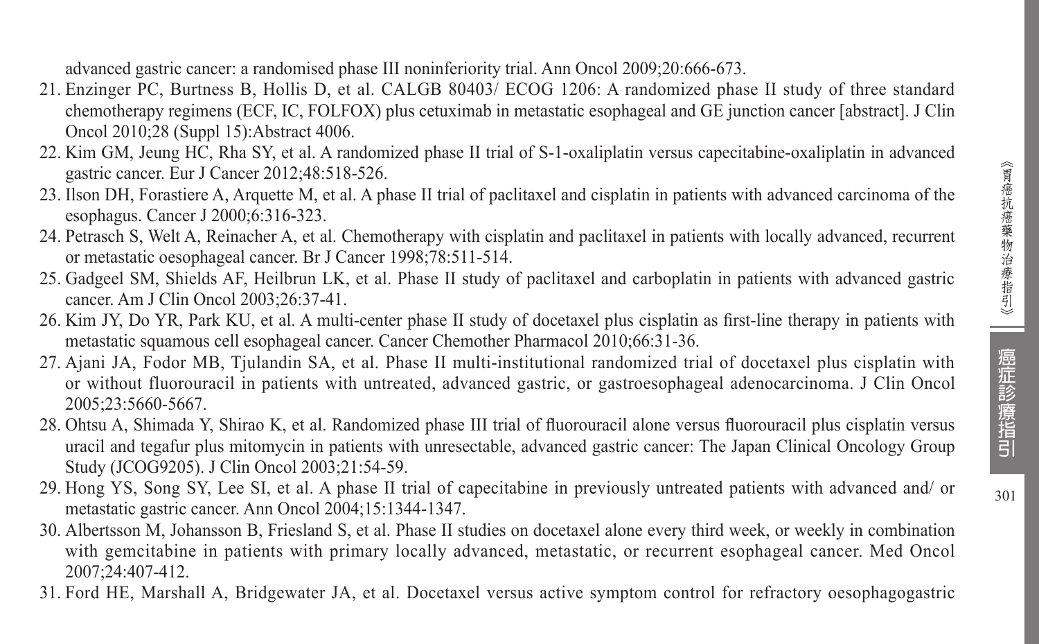advanced gastric cancer: a randomised phase III noninferiority trial. Ann Oncol 2009;20:666-673.

21. Enzinger PC, Burtness B, Hollis D, et al. CALGB 80403/ ECOG 1206: A randomized phase II study of three standard chemotherapy regimens (ECF, IC, FOLFOX) plus cetuximab in metastatic esophageal and GE junction cancer [abstract]. J Clin Oncol 2010;28 (Suppl 15):Abstract 4006.
22. Kim GM, Jeung HC, Rha SY, et al. A randomized phase II trial of S-1-oxaliplatin versus capecitabine-oxaliplatin in advanced gastric cancer. Eur J Cancer 2012;48:518-526.
23. Ilson DH, Forastiere A, Arquette M, et al. A phase II trial of paclitaxel and cisplatin in patients with advanced carcinoma of the esophagus. Cancer J 2000;6:316-323.
24. Petrasch S, Welt A, Reinacher A, et al. Chemotherapy with cisplatin and paclitaxel in patients with locally advanced, recurrent or metastatic oesophageal cancer. Br J Cancer 1998;78:511-514.
25. Gadgeel SM, Shields AF, Heilbrun LK, et al. Phase II study of paclitaxel and carboplatin in patients with advanced gastric cancer. Am J Clin Oncol 2003;26:37-41.
26. Kim JY, Do YR, Park KU, et al. A multi-center phase II study of docetaxel plus cisplatin as first-line therapy in patients with metastatic squamous cell esophageal cancer. Cancer Chemother Pharmacol 2010;66:31-36.
27. Ajani JA, Fodor MB, Tjulandin SA, et al. Phase II multi-institutional randomized trial of docetaxel plus cisplatin with or without fluorouracil in patients with untreated, advanced gastric, or gastroesophageal adenocarcinoma. J Clin Oncol 2005;23:5660-5667.
28. Ohtsu A, Shimada Y, Shirao K, et al. Randomized phase III trial of fluorouracil alone versus fluorouracil plus cisplatin versus uracil and tegafur plus mitomycin in patients with unresectable, advanced gastric cancer: The Japan Clinical Oncology Group Study (JCOG9205). J Clin Oncol 2003;21:54-59.
29. Hong YS, Song SY, Lee SI, et al. A phase II trial of capecitabine in previously untreated patients with advanced and/ or metastatic gastric cancer. Ann Oncol 2004;15:1344-1347.
30. Albertsson M, Johansson B, Friesland S, et al. Phase II studies on docetaxel alone every third week, or weekly in combination with gemcitabine in patients with primary locally advanced, metastatic, or recurrent esophageal cancer. Med Oncol 2007;24:407-412.
31. Ford HE, Marshall A, Bridgewater JA, et al. Docetaxel versus active symptom control for refractory oesophagogastric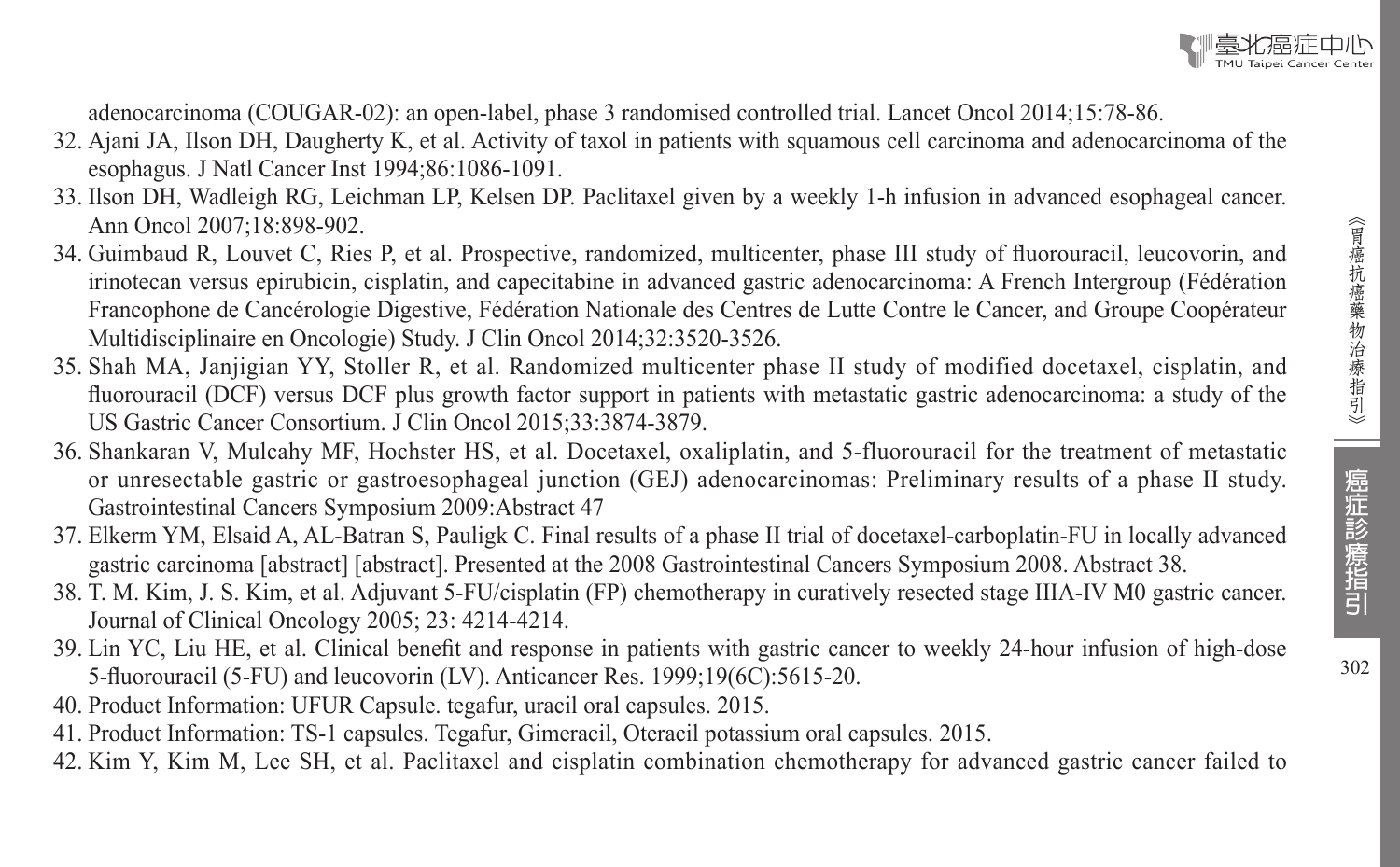adenocarcinoma (COUGAR-02): an open-label, phase 3 randomised controlled trial. Lancet Oncol 2014;15:78-86.

32. Ajani JA, Ilson DH, Daugherty K, et al. Activity of taxol in patients with squamous cell carcinoma and adenocarcinoma of the esophagus. J Natl Cancer Inst 1994;86:1086-1091.
33. Ilson DH, Wadleigh RG, Leichman LP, Kelsen DP. Paclitaxel given by a weekly 1-h infusion in advanced esophageal cancer. Ann Oncol 2007;18:898-902.
34. Guimbaud R, Louvet C, Ries P, et al. Prospective, randomized, multicenter, phase III study of fluorouracil, leucovorin, and irinotecan versus epirubicin, cisplatin, and capecitabine in advanced gastric adenocarcinoma: A French Intergroup (Fédération Francophone de Cancérologie Digestive, Fédération Nationale des Centres de Lutte Contre le Cancer, and Groupe Coopérateur Multidisciplinaire en Oncologie) Study. J Clin Oncol 2014;32:3520-3526.
35. Shah MA, Janjigian YY, Stoller R, et al. Randomized multicenter phase II study of modified docetaxel, cisplatin, and fluorouracil (DCF) versus DCF plus growth factor support in patients with metastatic gastric adenocarcinoma: a study of the US Gastric Cancer Consortium. J Clin Oncol 2015;33:3874-3879.
36. Shankaran V, Mulcahy MF, Hochster HS, et al. Docetaxel, oxaliplatin, and 5-fluorouracil for the treatment of metastatic or unresectable gastric or gastroesophageal junction (GEJ) adenocarcinomas: Preliminary results of a phase II study. Gastrointestinal Cancers Symposium 2009:Abstract 47
37. Elkerm YM, Elsaid A, AL-Batran S, Pauligk C. Final results of a phase II trial of docetaxel-carboplatin-FU in locally advanced gastric carcinoma [abstract] [abstract]. Presented at the 2008 Gastrointestinal Cancers Symposium 2008. Abstract 38.
38. T. M. Kim, J. S. Kim, et al. Adjuvant 5-FU/cisplatin (FP) chemotherapy in curatively resected stage IIIA-IV M0 gastric cancer. Journal of Clinical Oncology 2005; 23: 4214-4214.
39. Lin YC, Liu HE, et al. Clinical benefit and response in patients with gastric cancer to weekly 24-hour infusion of high-dose 5-fluorouracil (5-FU) and leucovorin (LV). Anticancer Res. 1999;19(6C):5615-20.
40. Product Information: UFUR Capsule. tegafur, uracil oral capsules. 2015.
41. Product Information: TS-1 capsules. Tegafur, Gimeracil, Oteracil potassium oral capsules. 2015.
42. Kim Y, Kim M, Lee SH, et al. Paclitaxel and cisplatin combination chemotherapy for advanced gastric cancer failed to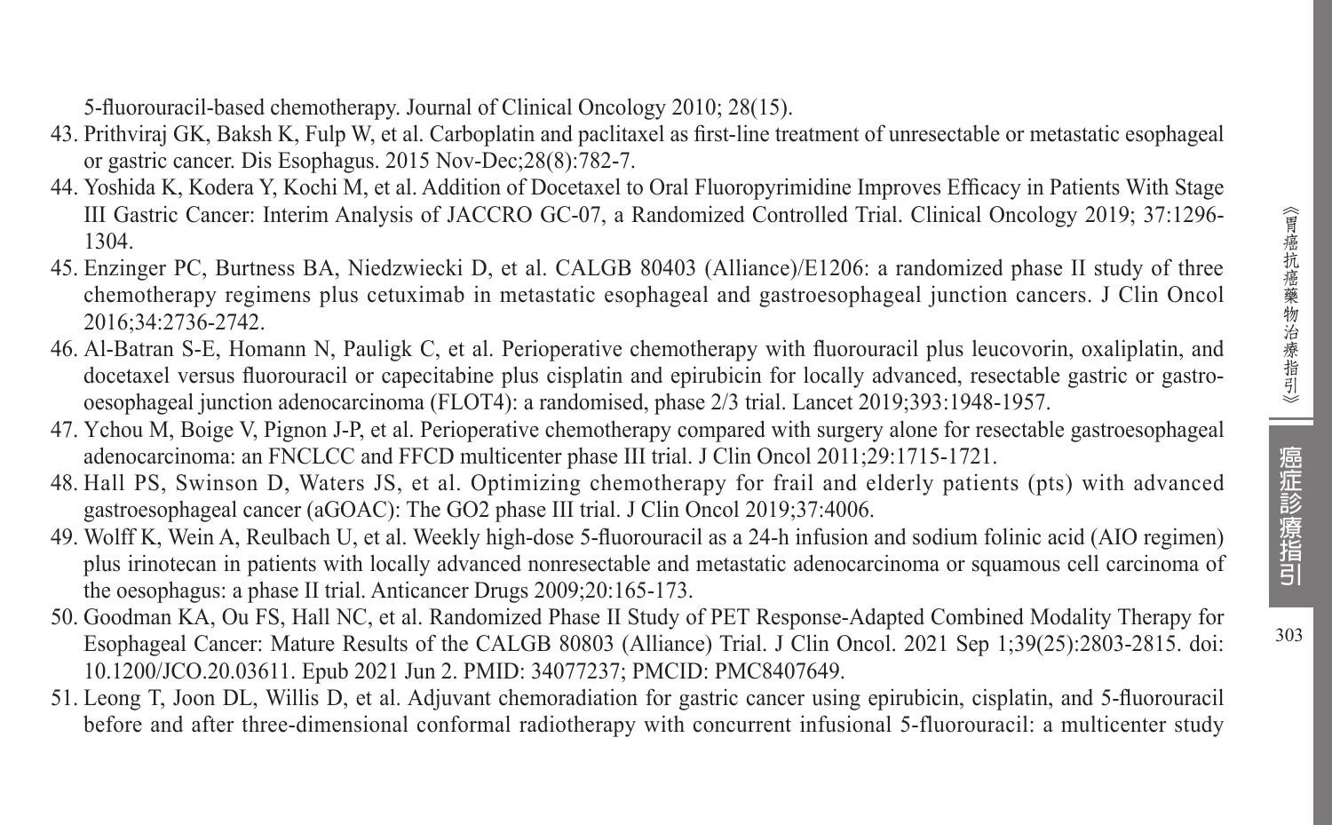5-fluorouracil-based chemotherapy. Journal of Clinical Oncology 2010; 28(15).

43. Prithviraj GK, Baksh K, Fulp W, et al. Carboplatin and paclitaxel as first-line treatment of unresectable or metastatic esophageal or gastric cancer. Dis Esophagus. 2015 Nov-Dec;28(8):782-7.
44. Yoshida K, Kodera Y, Kochi M, et al. Addition of Docetaxel to Oral Fluoropyrimidine Improves Efficacy in Patients With Stage III Gastric Cancer: Interim Analysis of JACCRO GC-07, a Randomized Controlled Trial. Clinical Oncology 2019; 37:1296-1304.
45. Enzinger PC, Burtness BA, Niedzwiecki D, et al. CALGB 80403 (Alliance)/E1206: a randomized phase II study of three chemotherapy regimens plus cetuximab in metastatic esophageal and gastroesophageal junction cancers. J Clin Oncol 2016;34:2736-2742.
46. Al-Batran S-E, Homann N, Pauligk C, et al. Perioperative chemotherapy with fluorouracil plus leucovorin, oxaliplatin, and docetaxel versus fluorouracil or capecitabine plus cisplatin and epirubicin for locally advanced, resectable gastric or gastro-oesophageal junction adenocarcinoma (FLOT4): a randomised, phase 2/3 trial. Lancet 2019;393:1948-1957.
47. Ychou M, Boige V, Pignon J-P, et al. Perioperative chemotherapy compared with surgery alone for resectable gastroesophageal adenocarcinoma: an FNCLCC and FFCD multicenter phase III trial. J Clin Oncol 2011;29:1715-1721.
48. Hall PS, Swinson D, Waters JS, et al. Optimizing chemotherapy for frail and elderly patients (pts) with advanced gastroesophageal cancer (aGOAC): The GO2 phase III trial. J Clin Oncol 2019;37:4006.
49. Wolff K, Wein A, Reulbach U, et al. Weekly high-dose 5-fluorouracil as a 24-h infusion and sodium folinic acid (AIO regimen) plus irinotecan in patients with locally advanced nonresectable and metastatic adenocarcinoma or squamous cell carcinoma of the oesophagus: a phase II trial. Anticancer Drugs 2009;20:165-173.
50. Goodman KA, Ou FS, Hall NC, et al. Randomized Phase II Study of PET Response-Adapted Combined Modality Therapy for Esophageal Cancer: Mature Results of the CALGB 80803 (Alliance) Trial. J Clin Oncol. 2021 Sep 1;39(25):2803-2815. doi: 10.1200/JCO.20.03611. Epub 2021 Jun 2. PMID: 34077237; PMCID: PMC8407649.
51. Leong T, Joon DL, Willis D, et al. Adjuvant chemoradiation for gastric cancer using epirubicin, cisplatin, and 5-fluorouracil before and after three-dimensional conformal radiotherapy with concurrent infusional 5-fluorouracil: a multicenter study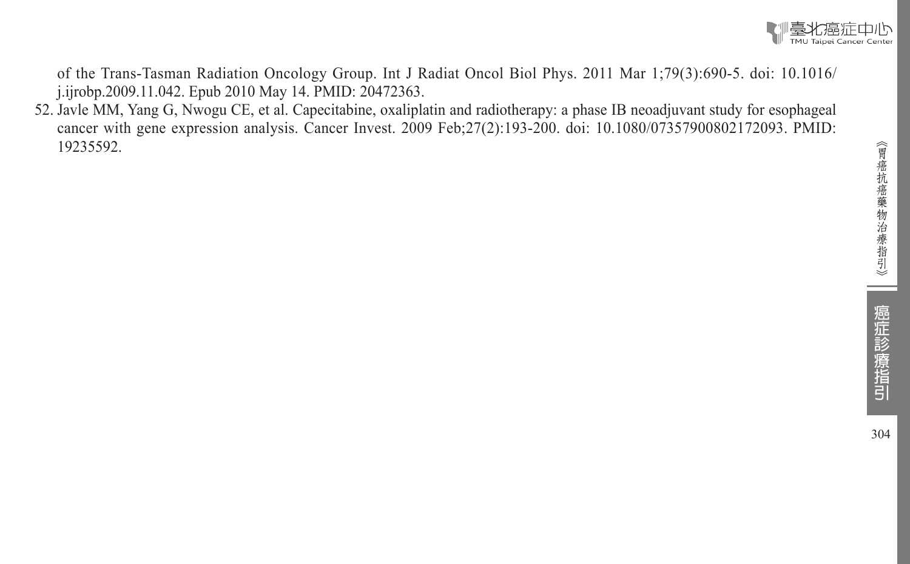of the Trans-Tasman Radiation Oncology Group. Int J Radiat Oncol Biol Phys. 2011 Mar 1;79(3):690-5. doi: 10.1016/j.ijrobp.2009.11.042. Epub 2010 May 14. PMID: 20472363.

52. Javle MM, Yang G, Nwogu CE, et al. Capecitabine, oxaliplatin and radiotherapy: a phase IB neoadjuvant study for esophageal cancer with gene expression analysis. Cancer Invest. 2009 Feb;27(2):193-200. doi: 10.1080/07357900802172093. PMID: 19235592.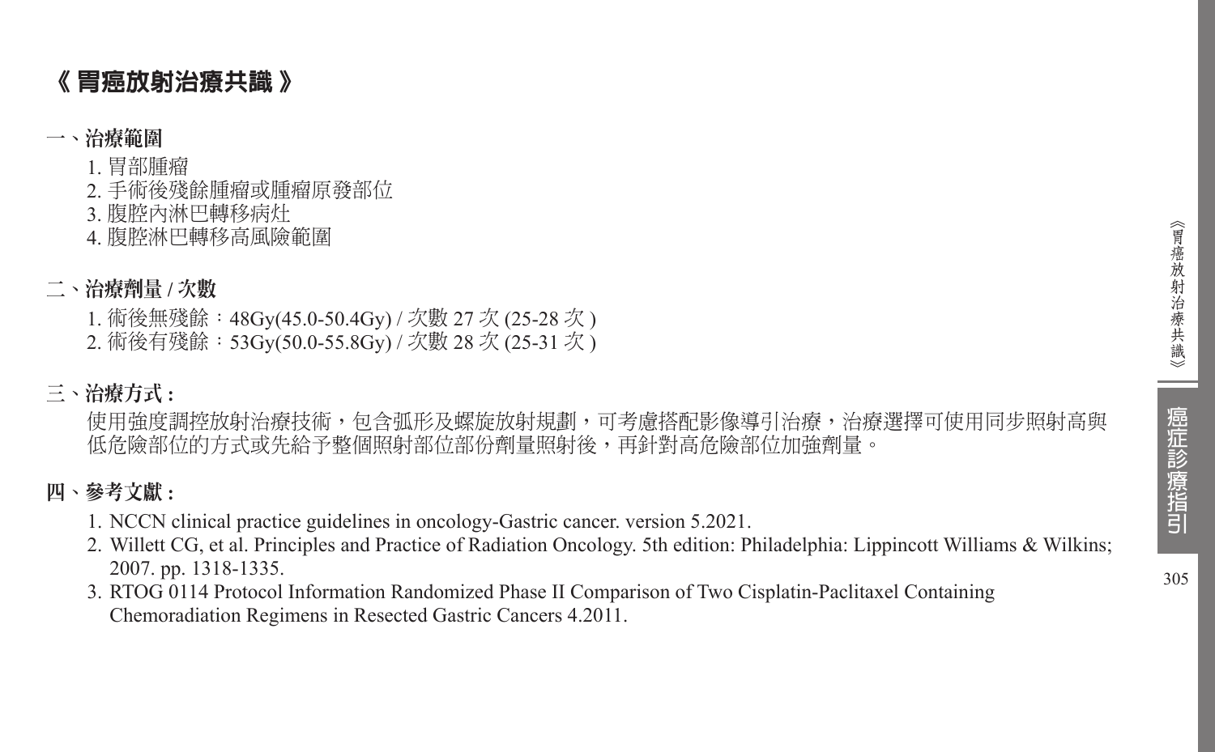# 《 胃癌放射治療共識 》

## 一、治療範圍

1. 胃部腫瘤
2. 手術後殘餘腫瘤或腫瘤原發部位
3. 腹腔內淋巴轉移病灶
4. 腹腔淋巴轉移高風險範圍

## 二、治療劑量 / 次數

1. 術後無殘餘：48Gy(45.0-50.4Gy) / 次數 27 次 (25-28 次 )
2. 術後有殘餘：53Gy(50.0-55.8Gy) / 次數 28 次 (25-31 次 )

## 三、治療方式 :

使用強度調控放射治療技術，包含弧形及螺旋放射規劃，可考慮搭配影像導引治療，治療選擇可使用同步照射高與低危險部位的方式或先給予整個照射部位部份劑量照射後，再針對高危險部位加強劑量。

## 四、參考文獻 :

1. NCCN clinical practice guidelines in oncology-Gastric cancer. version 5.2021.
2. Willett CG, et al. Principles and Practice of Radiation Oncology. 5th edition: Philadelphia: Lippincott Williams & Wilkins; 2007. pp. 1318-1335.
3. RTOG 0114 Protocol Information Randomized Phase II Comparison of Two Cisplatin-Paclitaxel Containing Chemoradiation Regimens in Resected Gastric Cancers 4.2011.